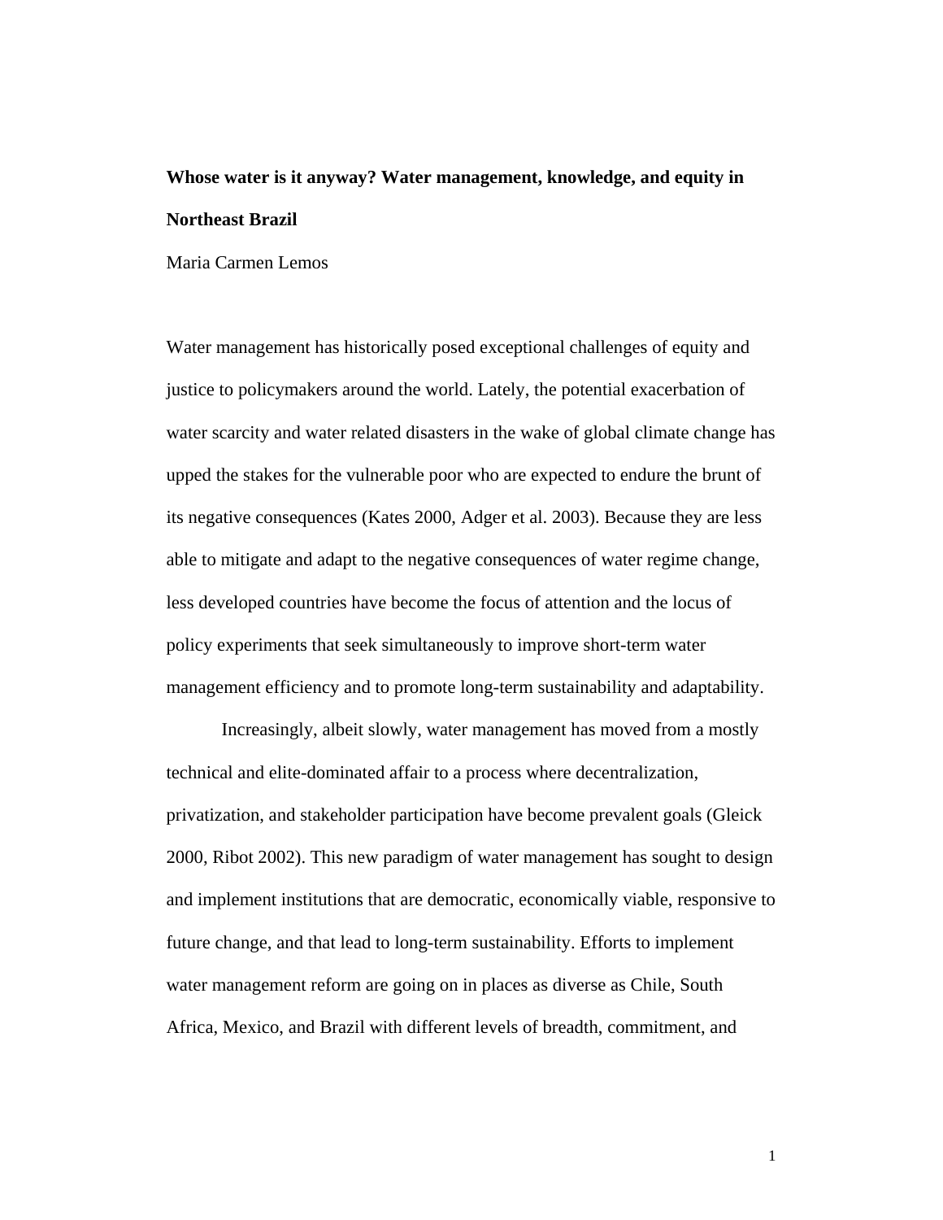# Whose water is it anyway? Water management, knowledge, and equity in Northeast Brazil

Maria Carmen Lemos

Water management has historically posed exceptional challenges of equity and justice to policymakers around the world. Lately, the potential exacerbation of water scarcity and water related disasters in the wake of global climate change has upped the stakes for the vulnerable poor who are expected to endure the brunt of its negative consequences (Kates 2000, Adger et al. 2003). Because they are less able to mitigate and adapt to the negative consequences of water regime change, less developed countries have become the focus of attention and the locus of policy experiments that seek simultaneously to improve short-term water management efficiency and to promote long-term sustainability and adaptability.

Increasingly, albeit slowly, water management has moved from a mostly technical and elite-dominated affair to a process where decentralization, privatization, and stakeholder participation have become prevalent goals (Gleick 2000, Ribot 2002). This new paradigm of water management has sought to design and implement institutions that are democratic, economically viable, responsive to future change, and that lead to long-term sustainability. Efforts to implement water management reform are going on in places as diverse as Chile, South Africa, Mexico, and Brazil with different levels of breadth, commitment, and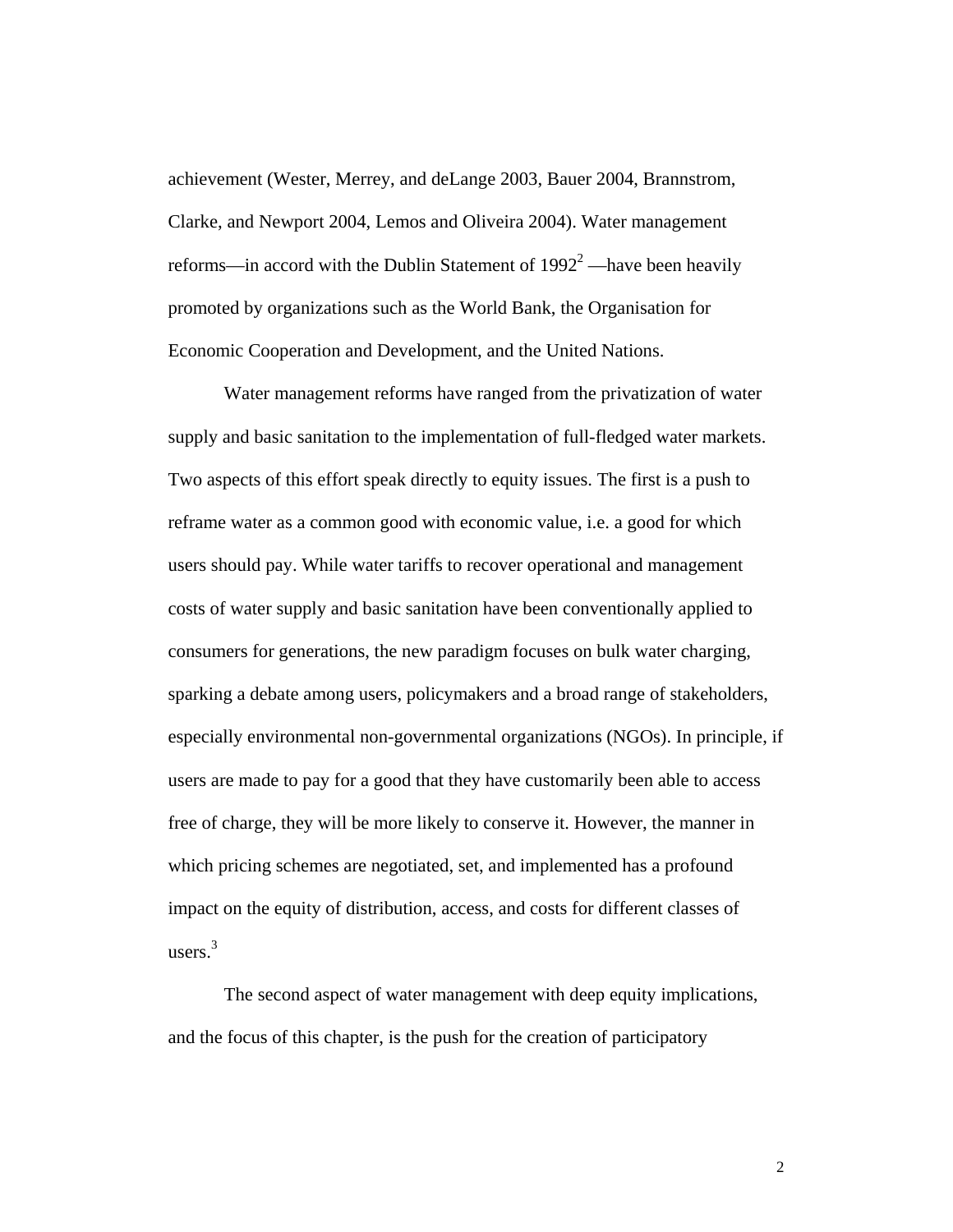achievement (Wester, Merrey, and deLange 2003, Bauer 2004, Brannstrom, Clarke, and Newport 2004, Lemos and Oliveira 2004). Water management reforms—in accord with the Dublin Statement of 1992[2] —have been heavily promoted by organizations such as the World Bank, the Organisation for Economic Cooperation and Development, and the United Nations.

Water management reforms have ranged from the privatization of water supply and basic sanitation to the implementation of full-fledged water markets. Two aspects of this effort speak directly to equity issues. The first is a push to reframe water as a common good with economic value, i.e. a good for which users should pay. While water tariffs to recover operational and management costs of water supply and basic sanitation have been conventionally applied to consumers for generations, the new paradigm focuses on bulk water charging, sparking a debate among users, policymakers and a broad range of stakeholders, especially environmental non-governmental organizations (NGOs). In principle, if users are made to pay for a good that they have customarily been able to access free of charge, they will be more likely to conserve it. However, the manner in which pricing schemes are negotiated, set, and implemented has a profound impact on the equity of distribution, access, and costs for different classes of users.[3]

The second aspect of water management with deep equity implications, and the focus of this chapter, is the push for the creation of participatory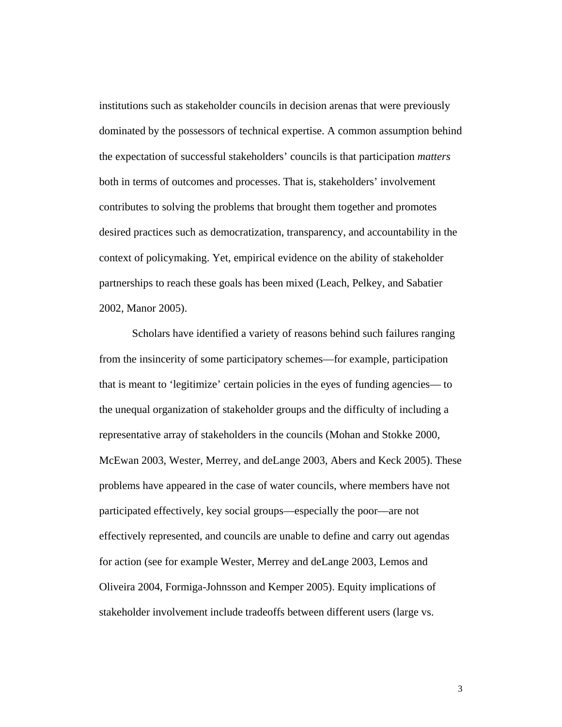institutions such as stakeholder councils in decision arenas that were previously dominated by the possessors of technical expertise. A common assumption behind the expectation of successful stakeholders' councils is that participation *matters* both in terms of outcomes and processes. That is, stakeholders' involvement contributes to solving the problems that brought them together and promotes desired practices such as democratization, transparency, and accountability in the context of policymaking. Yet, empirical evidence on the ability of stakeholder partnerships to reach these goals has been mixed (Leach, Pelkey, and Sabatier 2002, Manor 2005).

Scholars have identified a variety of reasons behind such failures ranging from the insincerity of some participatory schemes—for example, participation that is meant to 'legitimize' certain policies in the eyes of funding agencies— to the unequal organization of stakeholder groups and the difficulty of including a representative array of stakeholders in the councils (Mohan and Stokke 2000, McEwan 2003, Wester, Merrey, and deLange 2003, Abers and Keck 2005). These problems have appeared in the case of water councils, where members have not participated effectively, key social groups—especially the poor—are not effectively represented, and councils are unable to define and carry out agendas for action (see for example Wester, Merrey and deLange 2003, Lemos and Oliveira 2004, Formiga-Johnsson and Kemper 2005). Equity implications of stakeholder involvement include tradeoffs between different users (large vs.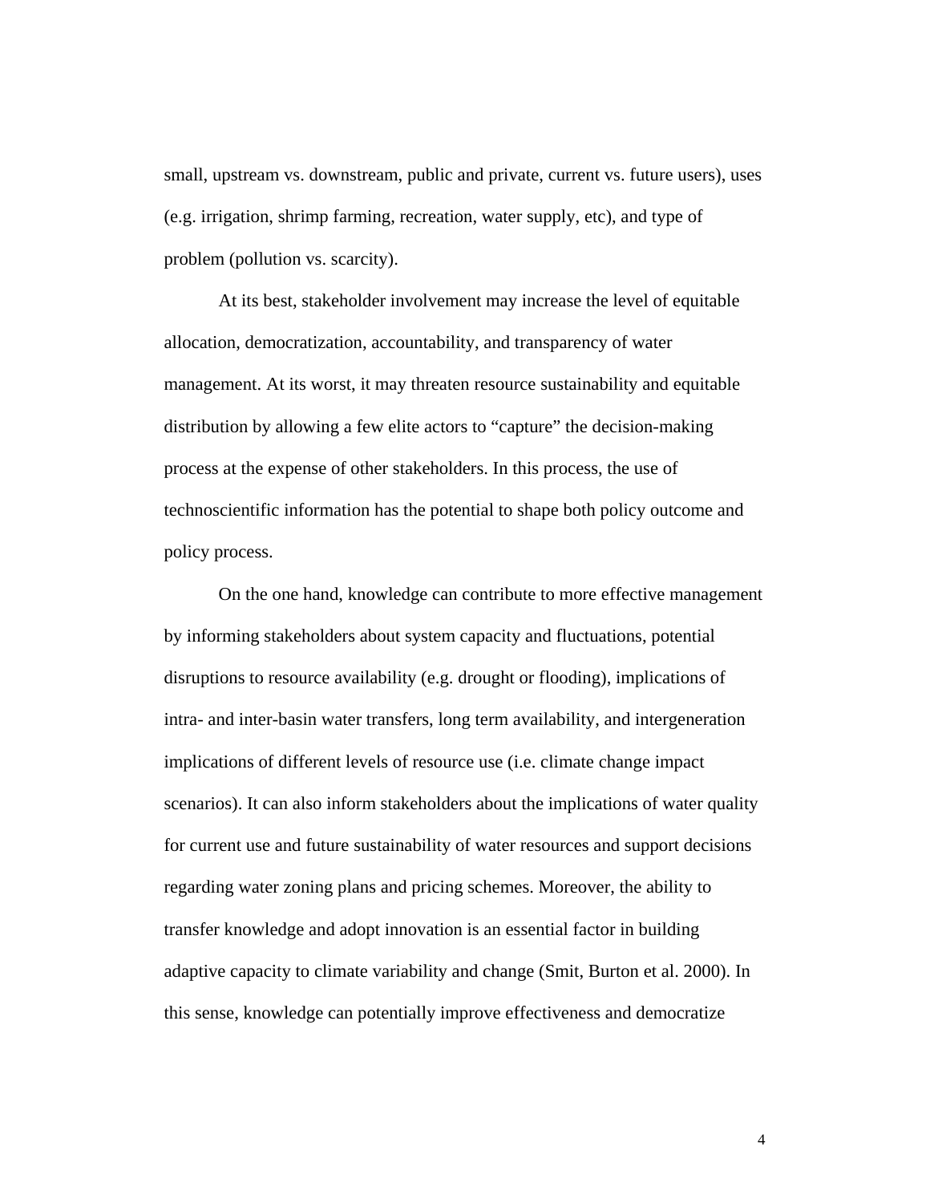small, upstream vs. downstream, public and private, current vs. future users), uses (e.g. irrigation, shrimp farming, recreation, water supply, etc), and type of problem (pollution vs. scarcity).

At its best, stakeholder involvement may increase the level of equitable allocation, democratization, accountability, and transparency of water management. At its worst, it may threaten resource sustainability and equitable distribution by allowing a few elite actors to "capture" the decision-making process at the expense of other stakeholders. In this process, the use of technoscientific information has the potential to shape both policy outcome and policy process.

On the one hand, knowledge can contribute to more effective management by informing stakeholders about system capacity and fluctuations, potential disruptions to resource availability (e.g. drought or flooding), implications of intra- and inter-basin water transfers, long term availability, and intergeneration implications of different levels of resource use (i.e. climate change impact scenarios). It can also inform stakeholders about the implications of water quality for current use and future sustainability of water resources and support decisions regarding water zoning plans and pricing schemes. Moreover, the ability to transfer knowledge and adopt innovation is an essential factor in building adaptive capacity to climate variability and change (Smit, Burton et al. 2000). In this sense, knowledge can potentially improve effectiveness and democratize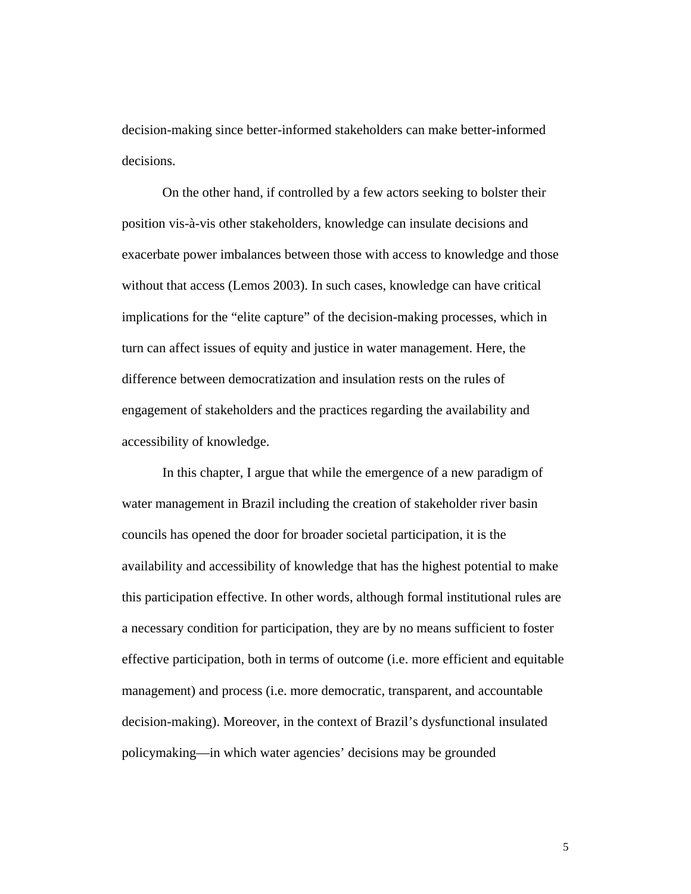decision-making since better-informed stakeholders can make better-informed decisions.

On the other hand, if controlled by a few actors seeking to bolster their position vis-à-vis other stakeholders, knowledge can insulate decisions and exacerbate power imbalances between those with access to knowledge and those without that access (Lemos 2003). In such cases, knowledge can have critical implications for the "elite capture" of the decision-making processes, which in turn can affect issues of equity and justice in water management. Here, the difference between democratization and insulation rests on the rules of engagement of stakeholders and the practices regarding the availability and accessibility of knowledge.

In this chapter, I argue that while the emergence of a new paradigm of water management in Brazil including the creation of stakeholder river basin councils has opened the door for broader societal participation, it is the availability and accessibility of knowledge that has the highest potential to make this participation effective. In other words, although formal institutional rules are a necessary condition for participation, they are by no means sufficient to foster effective participation, both in terms of outcome (i.e. more efficient and equitable management) and process (i.e. more democratic, transparent, and accountable decision-making). Moreover, in the context of Brazil's dysfunctional insulated policymaking—in which water agencies' decisions may be grounded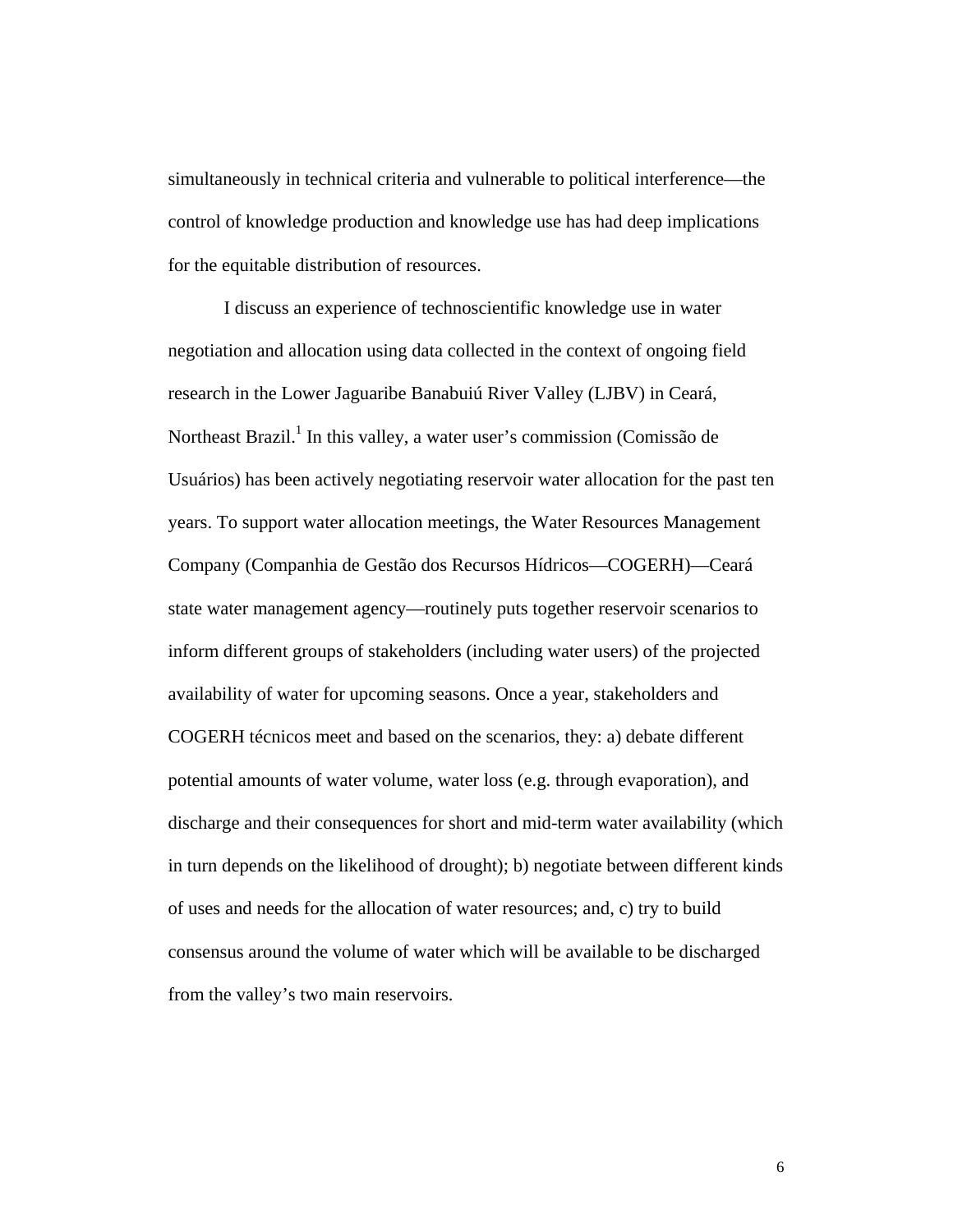simultaneously in technical criteria and vulnerable to political interference—the control of knowledge production and knowledge use has had deep implications for the equitable distribution of resources.

I discuss an experience of technoscientific knowledge use in water negotiation and allocation using data collected in the context of ongoing field research in the Lower Jaguaribe Banabuiú River Valley (LJBV) in Ceará, Northeast Brazil.[1] In this valley, a water user's commission (Comissão de Usuários) has been actively negotiating reservoir water allocation for the past ten years. To support water allocation meetings, the Water Resources Management Company (Companhia de Gestão dos Recursos Hídricos—COGERH)—Ceará state water management agency—routinely puts together reservoir scenarios to inform different groups of stakeholders (including water users) of the projected availability of water for upcoming seasons. Once a year, stakeholders and COGERH técnicos meet and based on the scenarios, they: a) debate different potential amounts of water volume, water loss (e.g. through evaporation), and discharge and their consequences for short and mid-term water availability (which in turn depends on the likelihood of drought); b) negotiate between different kinds of uses and needs for the allocation of water resources; and, c) try to build consensus around the volume of water which will be available to be discharged from the valley's two main reservoirs.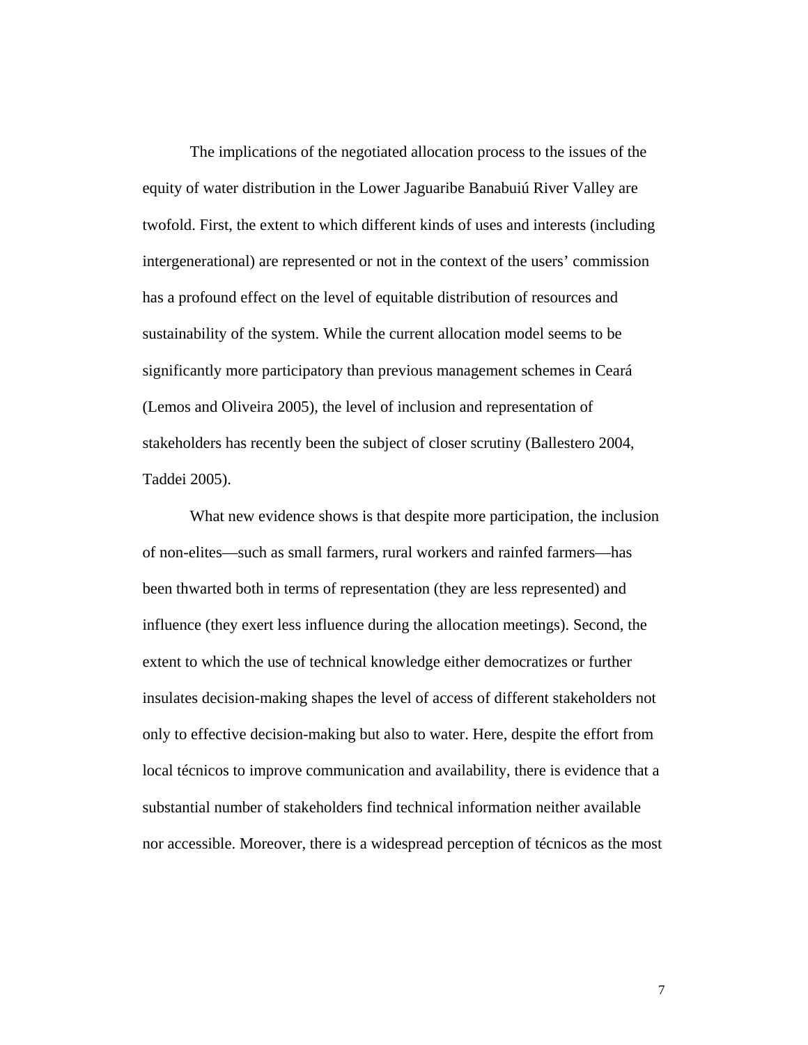The implications of the negotiated allocation process to the issues of the equity of water distribution in the Lower Jaguaribe Banabuiú River Valley are twofold. First, the extent to which different kinds of uses and interests (including intergenerational) are represented or not in the context of the users' commission has a profound effect on the level of equitable distribution of resources and sustainability of the system. While the current allocation model seems to be significantly more participatory than previous management schemes in Ceará (Lemos and Oliveira 2005), the level of inclusion and representation of stakeholders has recently been the subject of closer scrutiny (Ballestero 2004, Taddei 2005).

What new evidence shows is that despite more participation, the inclusion of non-elites—such as small farmers, rural workers and rainfed farmers—has been thwarted both in terms of representation (they are less represented) and influence (they exert less influence during the allocation meetings). Second, the extent to which the use of technical knowledge either democratizes or further insulates decision-making shapes the level of access of different stakeholders not only to effective decision-making but also to water. Here, despite the effort from local técnicos to improve communication and availability, there is evidence that a substantial number of stakeholders find technical information neither available nor accessible. Moreover, there is a widespread perception of técnicos as the most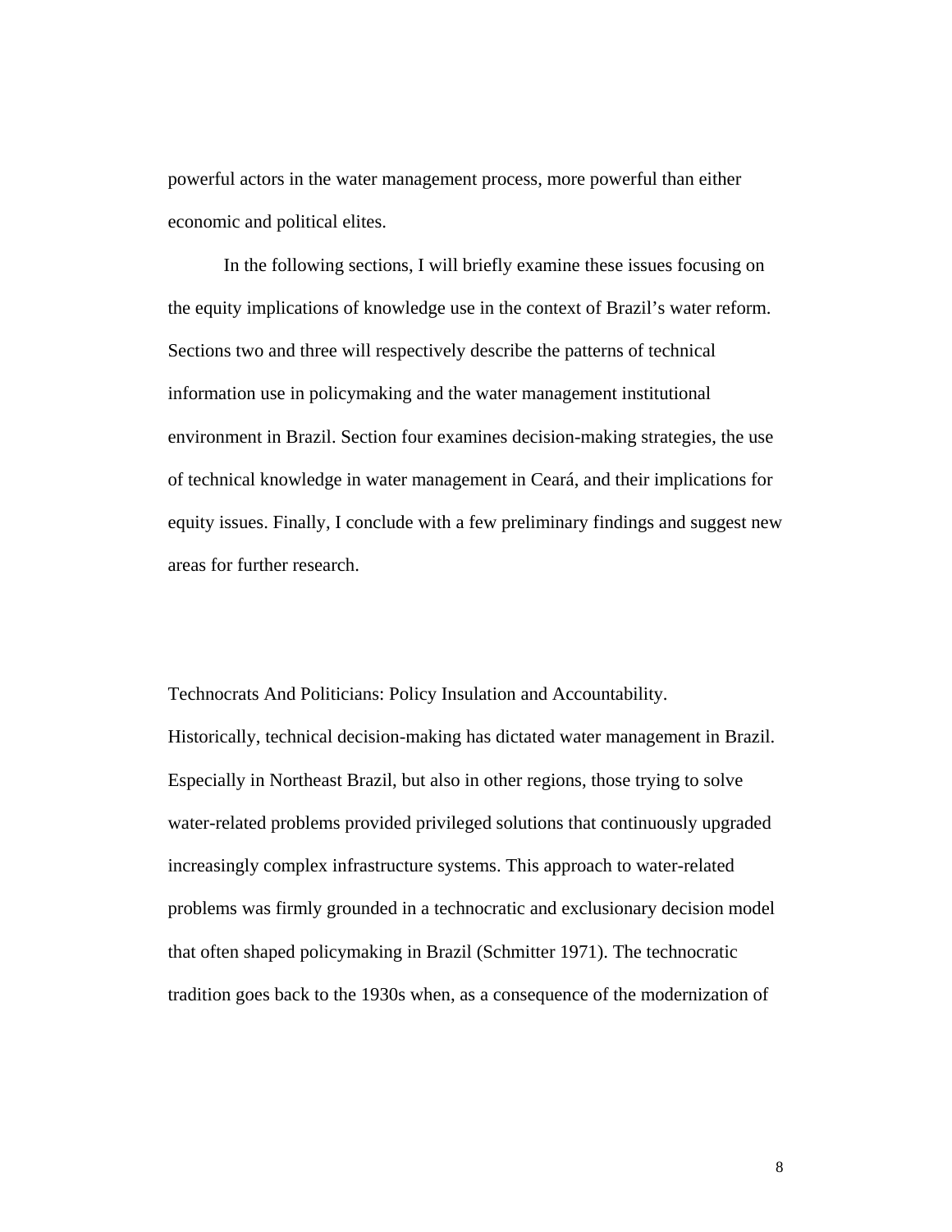powerful actors in the water management process, more powerful than either economic and political elites.

In the following sections, I will briefly examine these issues focusing on the equity implications of knowledge use in the context of Brazil's water reform. Sections two and three will respectively describe the patterns of technical information use in policymaking and the water management institutional environment in Brazil. Section four examines decision-making strategies, the use of technical knowledge in water management in Ceará, and their implications for equity issues. Finally, I conclude with a few preliminary findings and suggest new areas for further research.

## Technocrats And Politicians: Policy Insulation and Accountability.

Historically, technical decision-making has dictated water management in Brazil. Especially in Northeast Brazil, but also in other regions, those trying to solve water-related problems provided privileged solutions that continuously upgraded increasingly complex infrastructure systems. This approach to water-related problems was firmly grounded in a technocratic and exclusionary decision model that often shaped policymaking in Brazil (Schmitter 1971). The technocratic tradition goes back to the 1930s when, as a consequence of the modernization of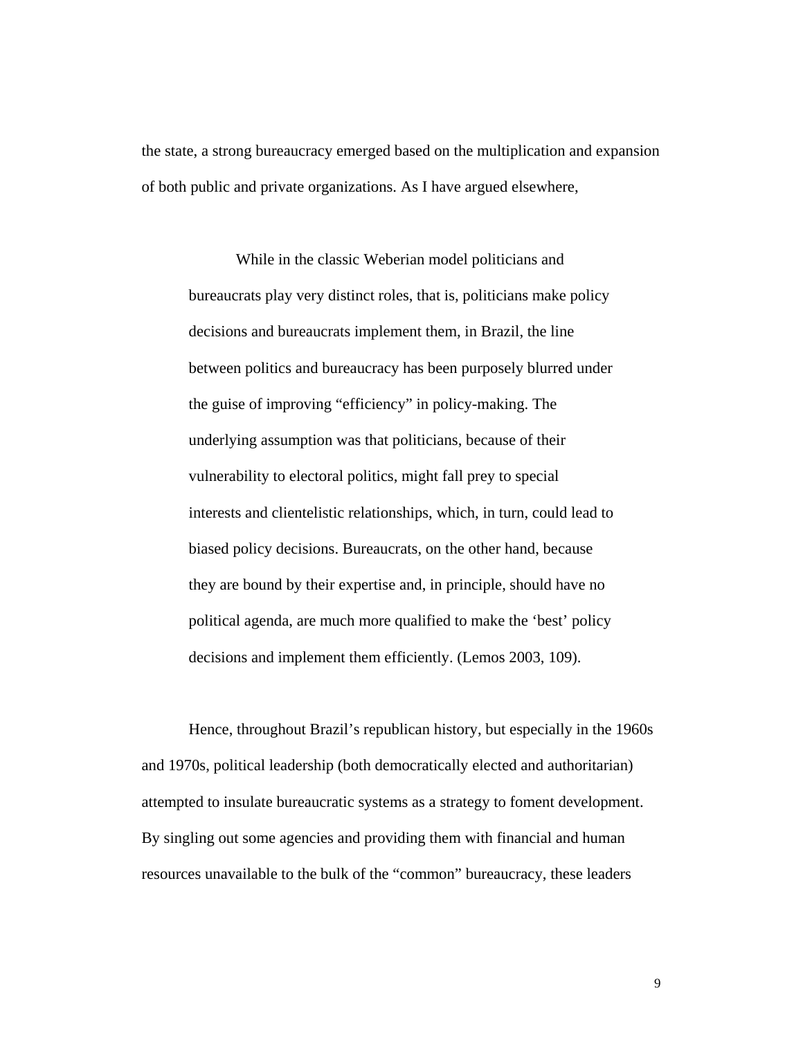the state, a strong bureaucracy emerged based on the multiplication and expansion of both public and private organizations. As I have argued elsewhere,

> While in the classic Weberian model politicians and bureaucrats play very distinct roles, that is, politicians make policy decisions and bureaucrats implement them, in Brazil, the line between politics and bureaucracy has been purposely blurred under the guise of improving "efficiency" in policy-making. The underlying assumption was that politicians, because of their vulnerability to electoral politics, might fall prey to special interests and clientelistic relationships, which, in turn, could lead to biased policy decisions. Bureaucrats, on the other hand, because they are bound by their expertise and, in principle, should have no political agenda, are much more qualified to make the 'best' policy decisions and implement them efficiently. (Lemos 2003, 109).

Hence, throughout Brazil's republican history, but especially in the 1960s and 1970s, political leadership (both democratically elected and authoritarian) attempted to insulate bureaucratic systems as a strategy to foment development. By singling out some agencies and providing them with financial and human resources unavailable to the bulk of the "common" bureaucracy, these leaders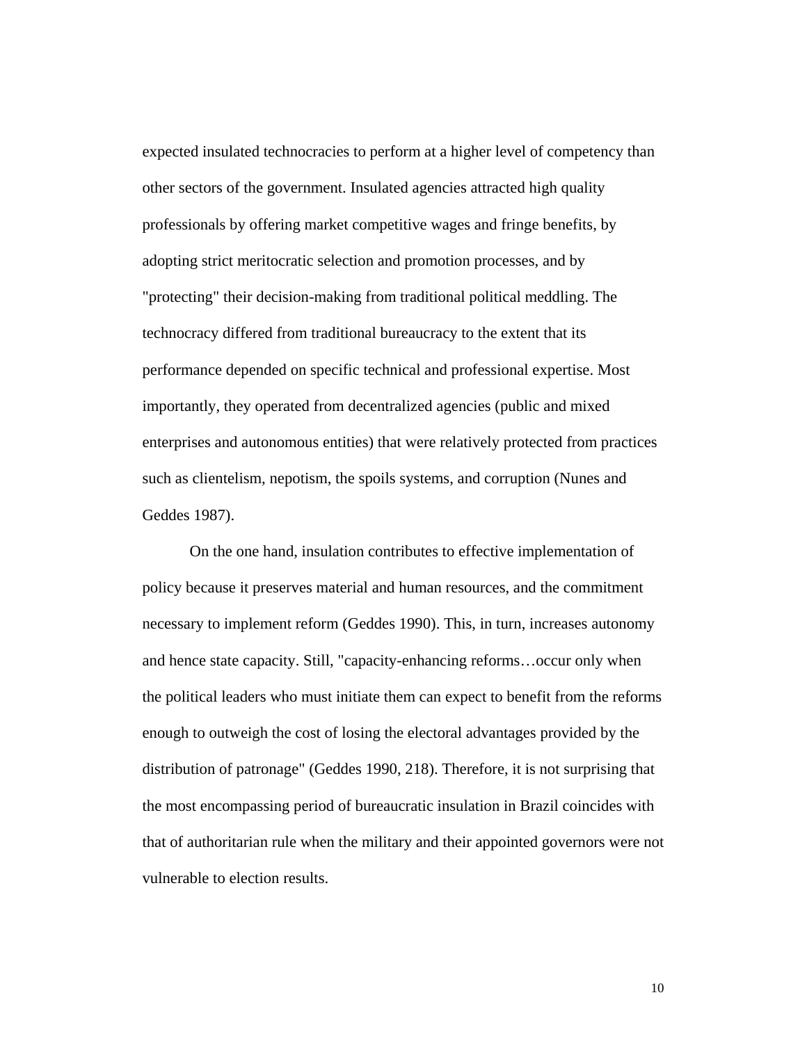expected insulated technocracies to perform at a higher level of competency than other sectors of the government. Insulated agencies attracted high quality professionals by offering market competitive wages and fringe benefits, by adopting strict meritocratic selection and promotion processes, and by "protecting" their decision-making from traditional political meddling. The technocracy differed from traditional bureaucracy to the extent that its performance depended on specific technical and professional expertise. Most importantly, they operated from decentralized agencies (public and mixed enterprises and autonomous entities) that were relatively protected from practices such as clientelism, nepotism, the spoils systems, and corruption (Nunes and Geddes 1987).

On the one hand, insulation contributes to effective implementation of policy because it preserves material and human resources, and the commitment necessary to implement reform (Geddes 1990). This, in turn, increases autonomy and hence state capacity. Still, "capacity-enhancing reforms…occur only when the political leaders who must initiate them can expect to benefit from the reforms enough to outweigh the cost of losing the electoral advantages provided by the distribution of patronage" (Geddes 1990, 218). Therefore, it is not surprising that the most encompassing period of bureaucratic insulation in Brazil coincides with that of authoritarian rule when the military and their appointed governors were not vulnerable to election results.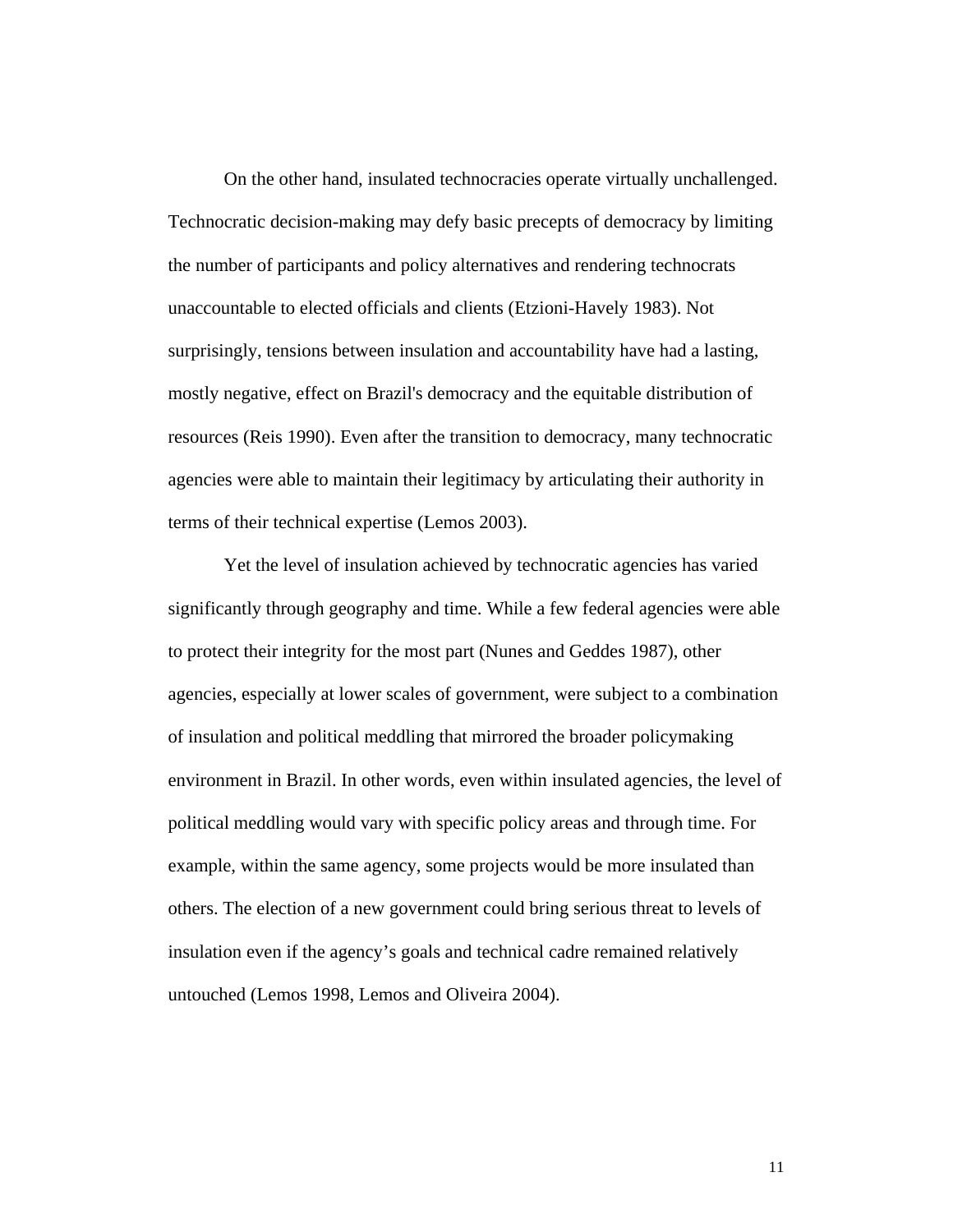On the other hand, insulated technocracies operate virtually unchallenged. Technocratic decision-making may defy basic precepts of democracy by limiting the number of participants and policy alternatives and rendering technocrats unaccountable to elected officials and clients (Etzioni-Havely 1983). Not surprisingly, tensions between insulation and accountability have had a lasting, mostly negative, effect on Brazil's democracy and the equitable distribution of resources (Reis 1990). Even after the transition to democracy, many technocratic agencies were able to maintain their legitimacy by articulating their authority in terms of their technical expertise (Lemos 2003).

Yet the level of insulation achieved by technocratic agencies has varied significantly through geography and time. While a few federal agencies were able to protect their integrity for the most part (Nunes and Geddes 1987), other agencies, especially at lower scales of government, were subject to a combination of insulation and political meddling that mirrored the broader policymaking environment in Brazil. In other words, even within insulated agencies, the level of political meddling would vary with specific policy areas and through time. For example, within the same agency, some projects would be more insulated than others. The election of a new government could bring serious threat to levels of insulation even if the agency's goals and technical cadre remained relatively untouched (Lemos 1998, Lemos and Oliveira 2004).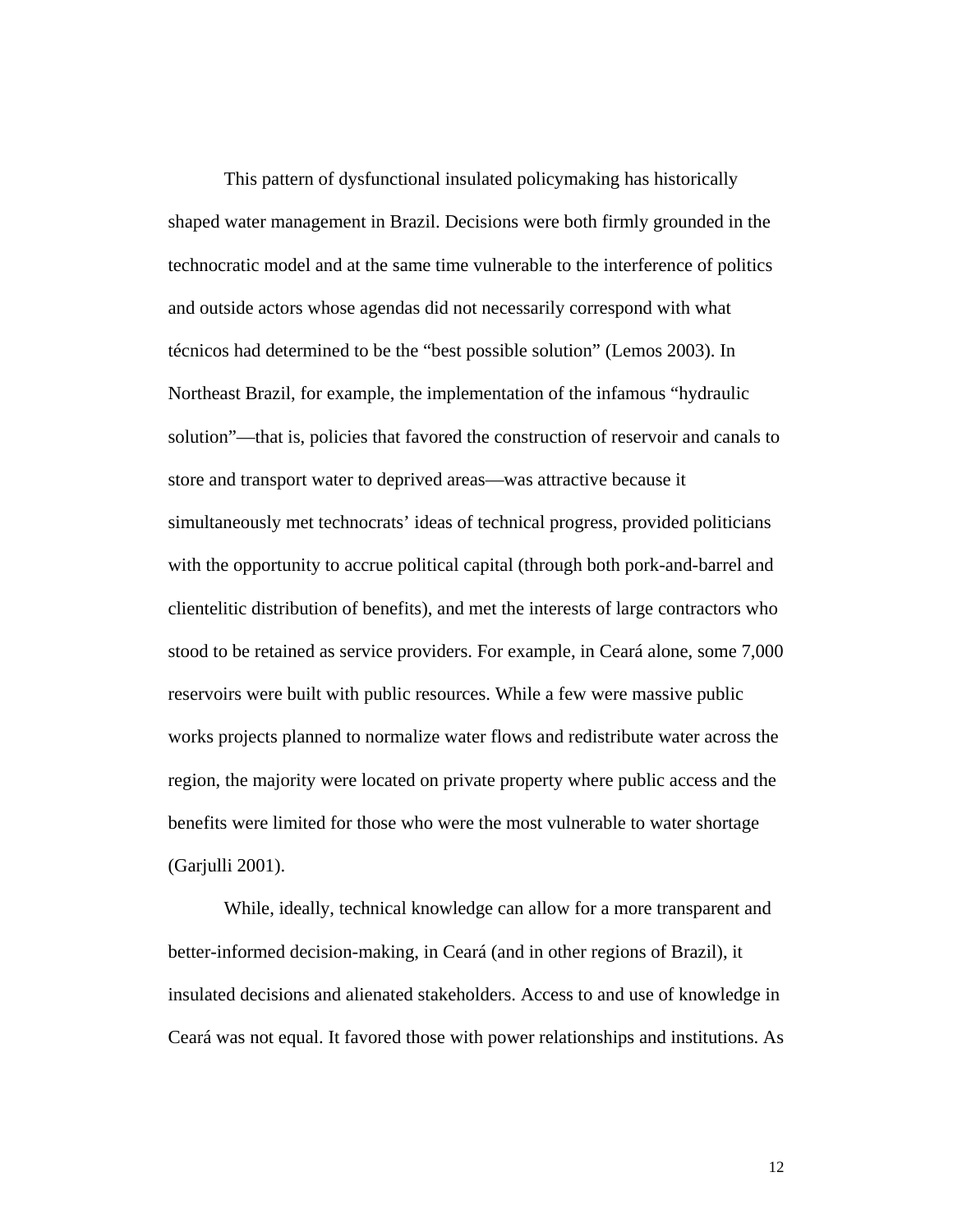This pattern of dysfunctional insulated policymaking has historically shaped water management in Brazil. Decisions were both firmly grounded in the technocratic model and at the same time vulnerable to the interference of politics and outside actors whose agendas did not necessarily correspond with what técnicos had determined to be the "best possible solution" (Lemos 2003). In Northeast Brazil, for example, the implementation of the infamous "hydraulic solution"—that is, policies that favored the construction of reservoir and canals to store and transport water to deprived areas—was attractive because it simultaneously met technocrats' ideas of technical progress, provided politicians with the opportunity to accrue political capital (through both pork-and-barrel and clientelitic distribution of benefits), and met the interests of large contractors who stood to be retained as service providers. For example, in Ceará alone, some 7,000 reservoirs were built with public resources. While a few were massive public works projects planned to normalize water flows and redistribute water across the region, the majority were located on private property where public access and the benefits were limited for those who were the most vulnerable to water shortage (Garjulli 2001).

While, ideally, technical knowledge can allow for a more transparent and better-informed decision-making, in Ceará (and in other regions of Brazil), it insulated decisions and alienated stakeholders. Access to and use of knowledge in Ceará was not equal. It favored those with power relationships and institutions. As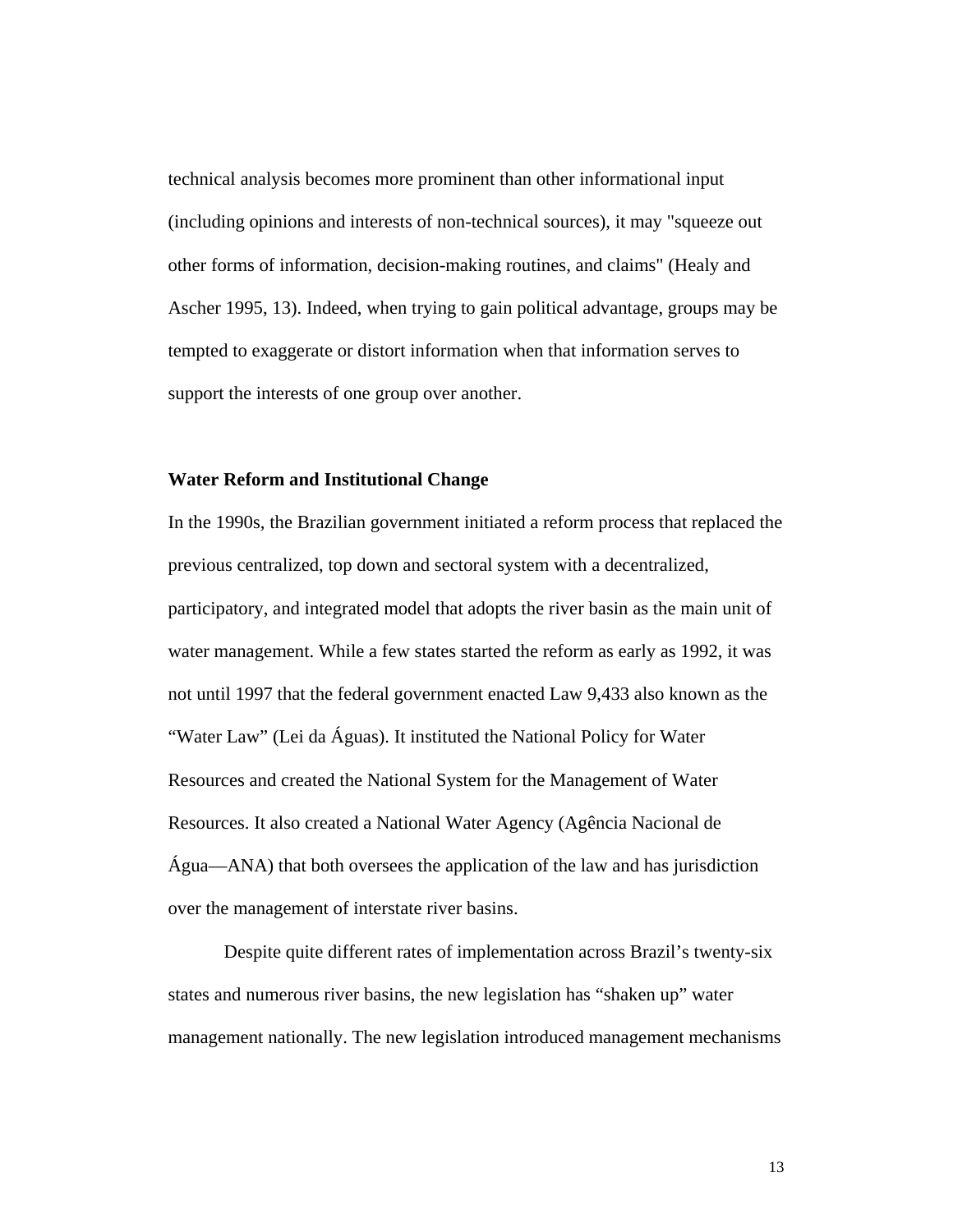technical analysis becomes more prominent than other informational input (including opinions and interests of non-technical sources), it may "squeeze out other forms of information, decision-making routines, and claims" (Healy and Ascher 1995, 13). Indeed, when trying to gain political advantage, groups may be tempted to exaggerate or distort information when that information serves to support the interests of one group over another.

**Water Reform and Institutional Change**

In the 1990s, the Brazilian government initiated a reform process that replaced the previous centralized, top down and sectoral system with a decentralized, participatory, and integrated model that adopts the river basin as the main unit of water management. While a few states started the reform as early as 1992, it was not until 1997 that the federal government enacted Law 9,433 also known as the "Water Law" (Lei da Águas). It instituted the National Policy for Water Resources and created the National System for the Management of Water Resources. It also created a National Water Agency (Agência Nacional de Água—ANA) that both oversees the application of the law and has jurisdiction over the management of interstate river basins.

Despite quite different rates of implementation across Brazil's twenty-six states and numerous river basins, the new legislation has "shaken up" water management nationally. The new legislation introduced management mechanisms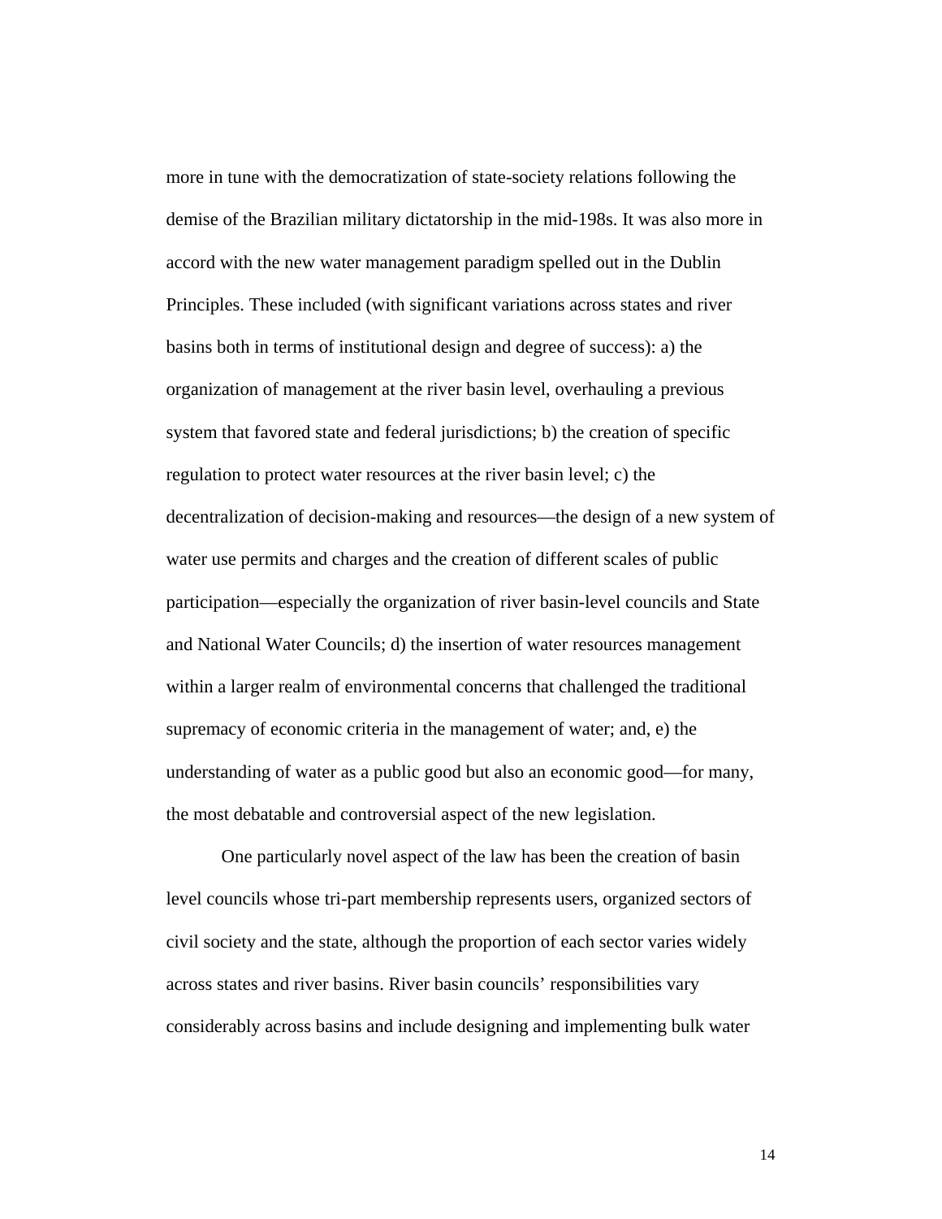more in tune with the democratization of state-society relations following the demise of the Brazilian military dictatorship in the mid-198s. It was also more in accord with the new water management paradigm spelled out in the Dublin Principles. These included (with significant variations across states and river basins both in terms of institutional design and degree of success): a) the organization of management at the river basin level, overhauling a previous system that favored state and federal jurisdictions; b) the creation of specific regulation to protect water resources at the river basin level; c) the decentralization of decision-making and resources—the design of a new system of water use permits and charges and the creation of different scales of public participation—especially the organization of river basin-level councils and State and National Water Councils; d) the insertion of water resources management within a larger realm of environmental concerns that challenged the traditional supremacy of economic criteria in the management of water; and, e) the understanding of water as a public good but also an economic good—for many, the most debatable and controversial aspect of the new legislation.

One particularly novel aspect of the law has been the creation of basin level councils whose tri-part membership represents users, organized sectors of civil society and the state, although the proportion of each sector varies widely across states and river basins. River basin councils' responsibilities vary considerably across basins and include designing and implementing bulk water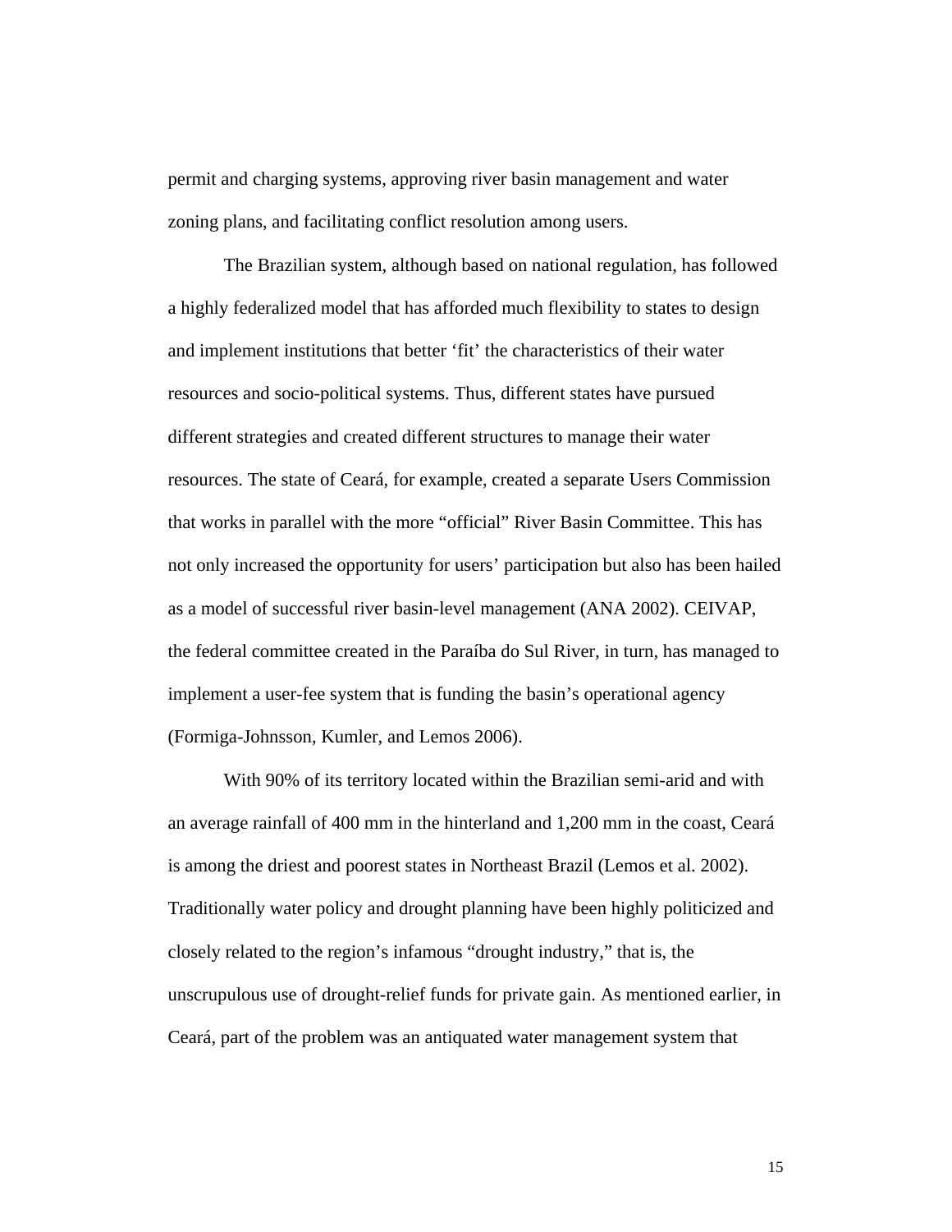permit and charging systems, approving river basin management and water zoning plans, and facilitating conflict resolution among users.

The Brazilian system, although based on national regulation, has followed a highly federalized model that has afforded much flexibility to states to design and implement institutions that better ‘fit’ the characteristics of their water resources and socio-political systems. Thus, different states have pursued different strategies and created different structures to manage their water resources. The state of Ceará, for example, created a separate Users Commission that works in parallel with the more “official” River Basin Committee. This has not only increased the opportunity for users’ participation but also has been hailed as a model of successful river basin-level management (ANA 2002). CEIVAP, the federal committee created in the Paraíba do Sul River, in turn, has managed to implement a user-fee system that is funding the basin’s operational agency (Formiga-Johnsson, Kumler, and Lemos 2006).

With 90% of its territory located within the Brazilian semi-arid and with an average rainfall of 400 mm in the hinterland and 1,200 mm in the coast, Ceará is among the driest and poorest states in Northeast Brazil (Lemos et al. 2002). Traditionally water policy and drought planning have been highly politicized and closely related to the region’s infamous “drought industry,” that is, the unscrupulous use of drought-relief funds for private gain. As mentioned earlier, in Ceará, part of the problem was an antiquated water management system that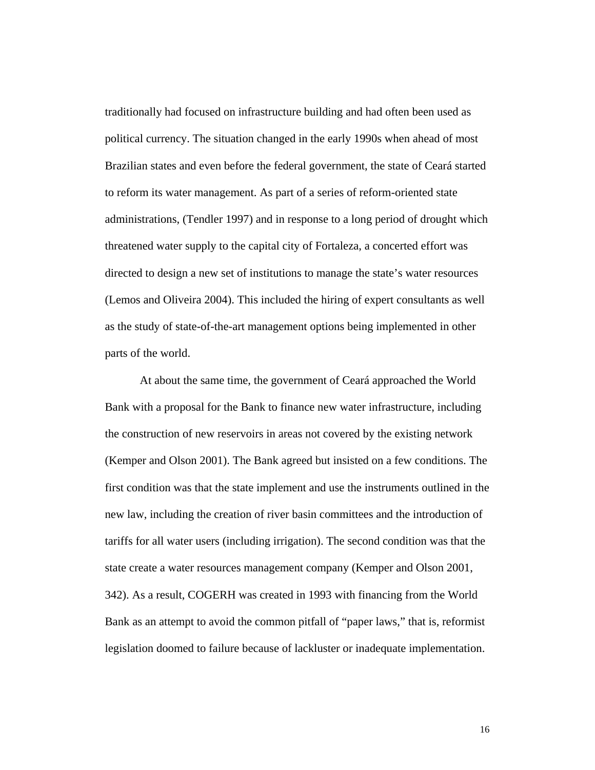traditionally had focused on infrastructure building and had often been used as political currency. The situation changed in the early 1990s when ahead of most Brazilian states and even before the federal government, the state of Ceará started to reform its water management. As part of a series of reform-oriented state administrations, (Tendler 1997) and in response to a long period of drought which threatened water supply to the capital city of Fortaleza, a concerted effort was directed to design a new set of institutions to manage the state's water resources (Lemos and Oliveira 2004). This included the hiring of expert consultants as well as the study of state-of-the-art management options being implemented in other parts of the world.

At about the same time, the government of Ceará approached the World Bank with a proposal for the Bank to finance new water infrastructure, including the construction of new reservoirs in areas not covered by the existing network (Kemper and Olson 2001). The Bank agreed but insisted on a few conditions. The first condition was that the state implement and use the instruments outlined in the new law, including the creation of river basin committees and the introduction of tariffs for all water users (including irrigation). The second condition was that the state create a water resources management company (Kemper and Olson 2001, 342). As a result, COGERH was created in 1993 with financing from the World Bank as an attempt to avoid the common pitfall of "paper laws," that is, reformist legislation doomed to failure because of lackluster or inadequate implementation.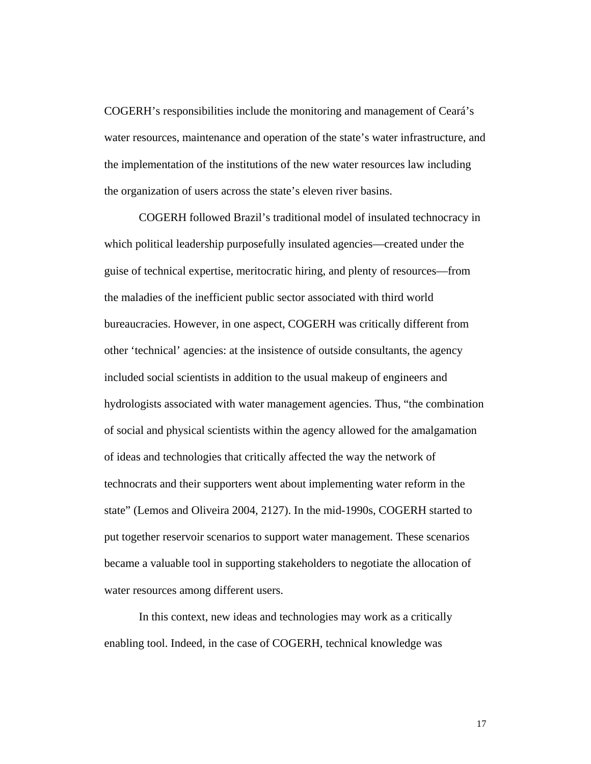COGERH's responsibilities include the monitoring and management of Ceará's water resources, maintenance and operation of the state's water infrastructure, and the implementation of the institutions of the new water resources law including the organization of users across the state's eleven river basins.

COGERH followed Brazil's traditional model of insulated technocracy in which political leadership purposefully insulated agencies—created under the guise of technical expertise, meritocratic hiring, and plenty of resources—from the maladies of the inefficient public sector associated with third world bureaucracies. However, in one aspect, COGERH was critically different from other 'technical' agencies: at the insistence of outside consultants, the agency included social scientists in addition to the usual makeup of engineers and hydrologists associated with water management agencies. Thus, "the combination of social and physical scientists within the agency allowed for the amalgamation of ideas and technologies that critically affected the way the network of technocrats and their supporters went about implementing water reform in the state" (Lemos and Oliveira 2004, 2127). In the mid-1990s, COGERH started to put together reservoir scenarios to support water management. These scenarios became a valuable tool in supporting stakeholders to negotiate the allocation of water resources among different users.

In this context, new ideas and technologies may work as a critically enabling tool. Indeed, in the case of COGERH, technical knowledge was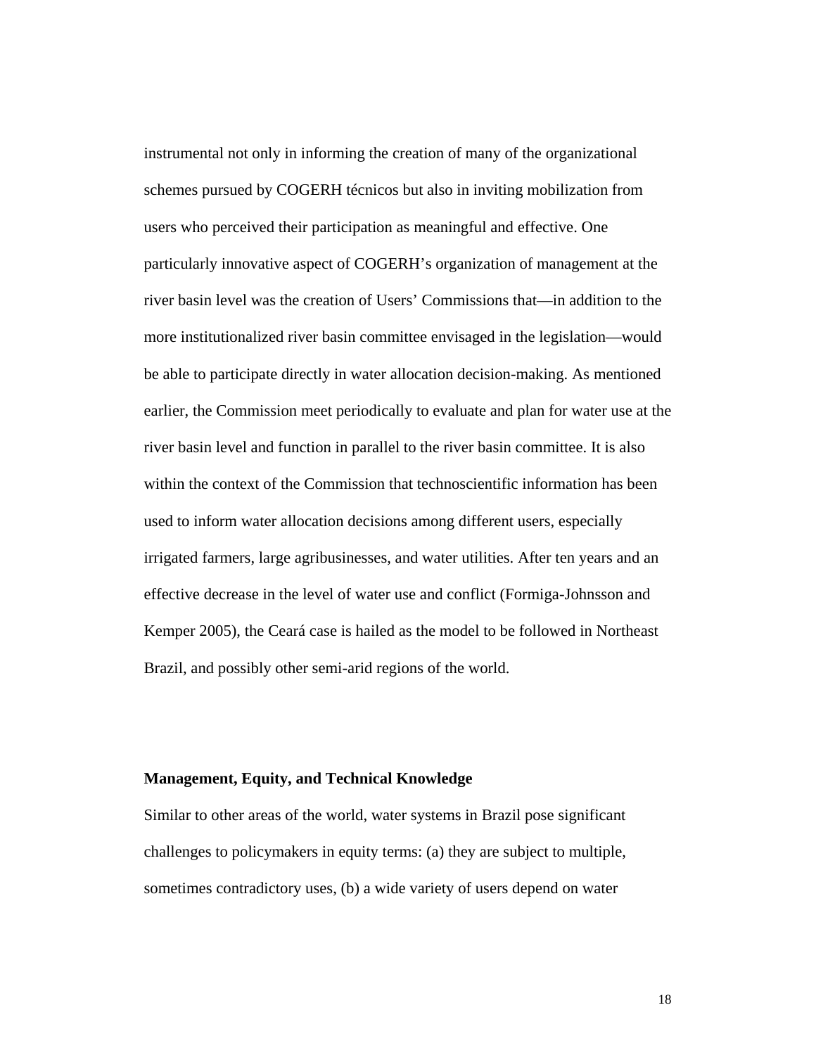instrumental not only in informing the creation of many of the organizational schemes pursued by COGERH técnicos but also in inviting mobilization from users who perceived their participation as meaningful and effective. One particularly innovative aspect of COGERH's organization of management at the river basin level was the creation of Users' Commissions that—in addition to the more institutionalized river basin committee envisaged in the legislation—would be able to participate directly in water allocation decision-making. As mentioned earlier, the Commission meet periodically to evaluate and plan for water use at the river basin level and function in parallel to the river basin committee. It is also within the context of the Commission that technoscientific information has been used to inform water allocation decisions among different users, especially irrigated farmers, large agribusinesses, and water utilities. After ten years and an effective decrease in the level of water use and conflict (Formiga-Johnsson and Kemper 2005), the Ceará case is hailed as the model to be followed in Northeast Brazil, and possibly other semi-arid regions of the world.

### Management, Equity, and Technical Knowledge

Similar to other areas of the world, water systems in Brazil pose significant challenges to policymakers in equity terms: (a) they are subject to multiple, sometimes contradictory uses, (b) a wide variety of users depend on water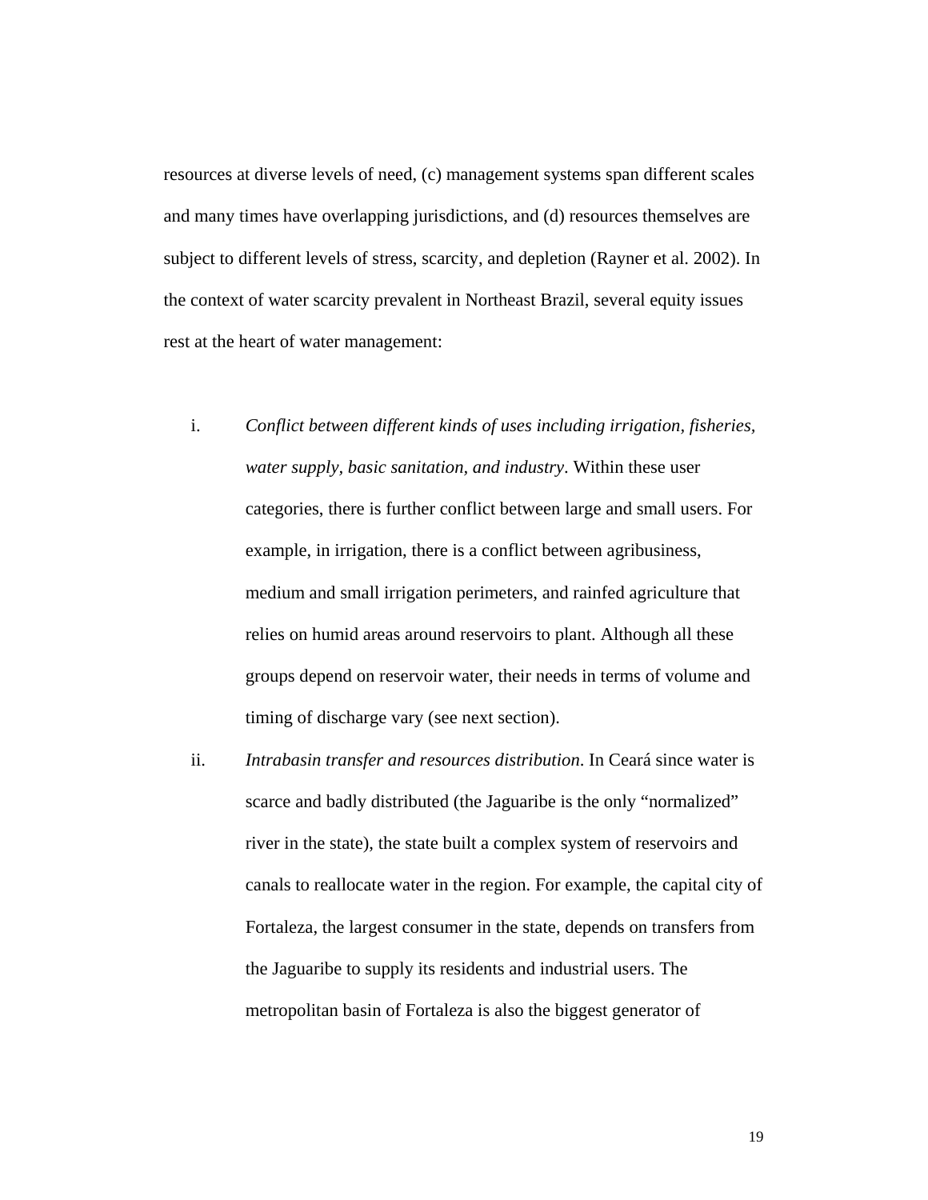resources at diverse levels of need, (c) management systems span different scales and many times have overlapping jurisdictions, and (d) resources themselves are subject to different levels of stress, scarcity, and depletion (Rayner et al. 2002). In the context of water scarcity prevalent in Northeast Brazil, several equity issues rest at the heart of water management:

i. *Conflict between different kinds of uses including irrigation, fisheries, water supply, basic sanitation, and industry*. Within these user categories, there is further conflict between large and small users. For example, in irrigation, there is a conflict between agribusiness, medium and small irrigation perimeters, and rainfed agriculture that relies on humid areas around reservoirs to plant. Although all these groups depend on reservoir water, their needs in terms of volume and timing of discharge vary (see next section).

ii. *Intrabasin transfer and resources distribution*. In Ceará since water is scarce and badly distributed (the Jaguaribe is the only "normalized" river in the state), the state built a complex system of reservoirs and canals to reallocate water in the region. For example, the capital city of Fortaleza, the largest consumer in the state, depends on transfers from the Jaguaribe to supply its residents and industrial users. The metropolitan basin of Fortaleza is also the biggest generator of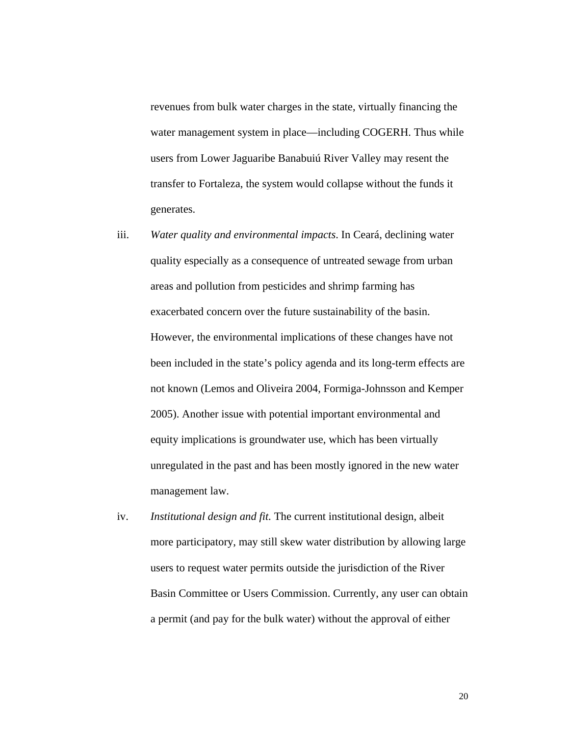revenues from bulk water charges in the state, virtually financing the water management system in place—including COGERH. Thus while users from Lower Jaguaribe Banabuiú River Valley may resent the transfer to Fortaleza, the system would collapse without the funds it generates.

iii. *Water quality and environmental impacts*. In Ceará, declining water quality especially as a consequence of untreated sewage from urban areas and pollution from pesticides and shrimp farming has exacerbated concern over the future sustainability of the basin. However, the environmental implications of these changes have not been included in the state's policy agenda and its long-term effects are not known (Lemos and Oliveira 2004, Formiga-Johnsson and Kemper 2005). Another issue with potential important environmental and equity implications is groundwater use, which has been virtually unregulated in the past and has been mostly ignored in the new water management law.

iv. *Institutional design and fit.* The current institutional design, albeit more participatory, may still skew water distribution by allowing large users to request water permits outside the jurisdiction of the River Basin Committee or Users Commission. Currently, any user can obtain a permit (and pay for the bulk water) without the approval of either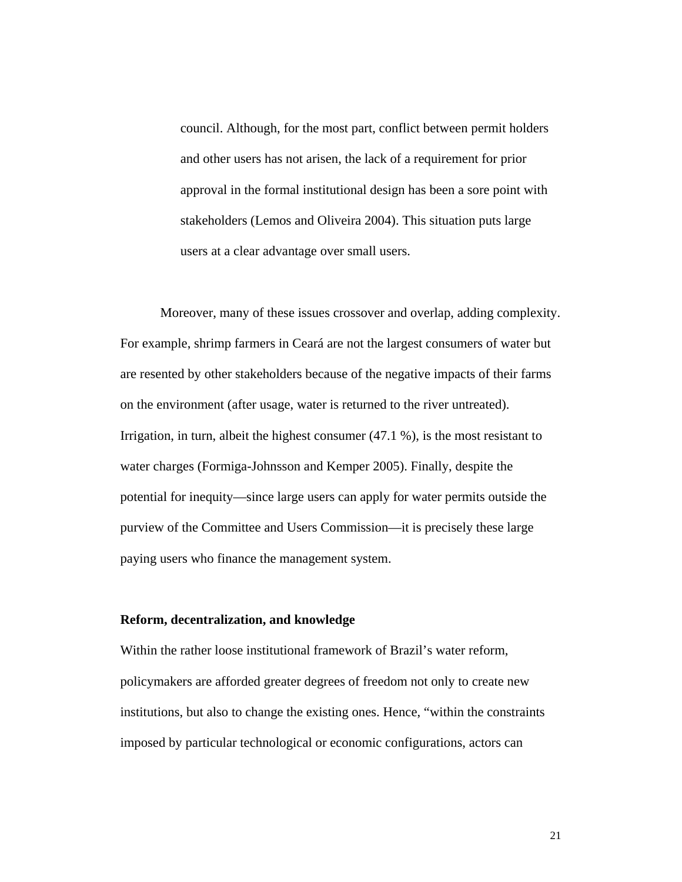> council. Although, for the most part, conflict between permit holders and other users has not arisen, the lack of a requirement for prior approval in the formal institutional design has been a sore point with stakeholders (Lemos and Oliveira 2004). This situation puts large users at a clear advantage over small users.

Moreover, many of these issues crossover and overlap, adding complexity. For example, shrimp farmers in Ceará are not the largest consumers of water but are resented by other stakeholders because of the negative impacts of their farms on the environment (after usage, water is returned to the river untreated). Irrigation, in turn, albeit the highest consumer (47.1 %), is the most resistant to water charges (Formiga-Johnsson and Kemper 2005). Finally, despite the potential for inequity—since large users can apply for water permits outside the purview of the Committee and Users Commission—it is precisely these large paying users who finance the management system.

**Reform, decentralization, and knowledge**

Within the rather loose institutional framework of Brazil's water reform, policymakers are afforded greater degrees of freedom not only to create new institutions, but also to change the existing ones. Hence, "within the constraints imposed by particular technological or economic configurations, actors can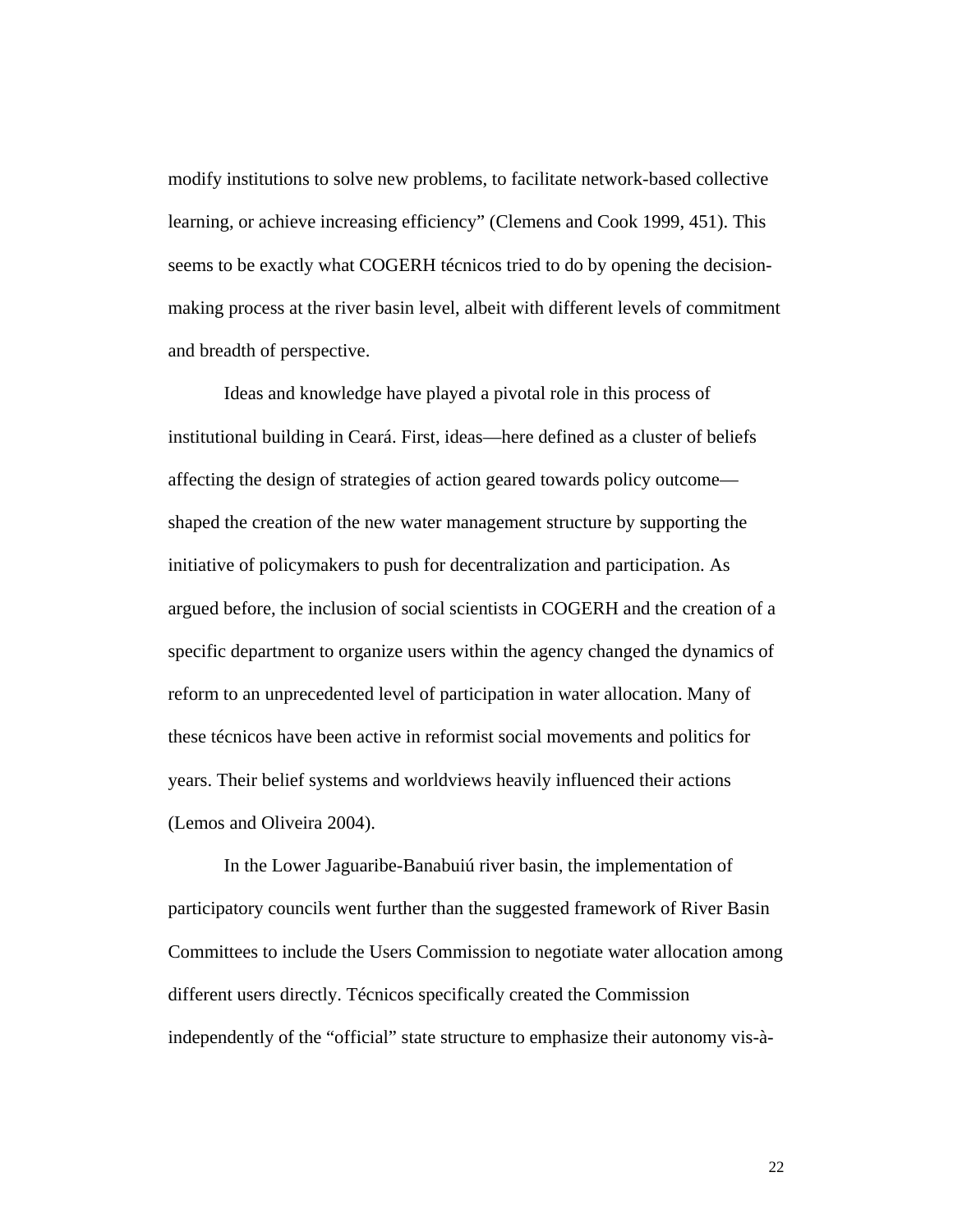modify institutions to solve new problems, to facilitate network-based collective learning, or achieve increasing efficiency" (Clemens and Cook 1999, 451). This seems to be exactly what COGERH técnicos tried to do by opening the decision-making process at the river basin level, albeit with different levels of commitment and breadth of perspective.

Ideas and knowledge have played a pivotal role in this process of institutional building in Ceará. First, ideas—here defined as a cluster of beliefs affecting the design of strategies of action geared towards policy outcome—shaped the creation of the new water management structure by supporting the initiative of policymakers to push for decentralization and participation. As argued before, the inclusion of social scientists in COGERH and the creation of a specific department to organize users within the agency changed the dynamics of reform to an unprecedented level of participation in water allocation. Many of these técnicos have been active in reformist social movements and politics for years. Their belief systems and worldviews heavily influenced their actions (Lemos and Oliveira 2004).

In the Lower Jaguaribe-Banabuiú river basin, the implementation of participatory councils went further than the suggested framework of River Basin Committees to include the Users Commission to negotiate water allocation among different users directly. Técnicos specifically created the Commission independently of the "official" state structure to emphasize their autonomy vis-à-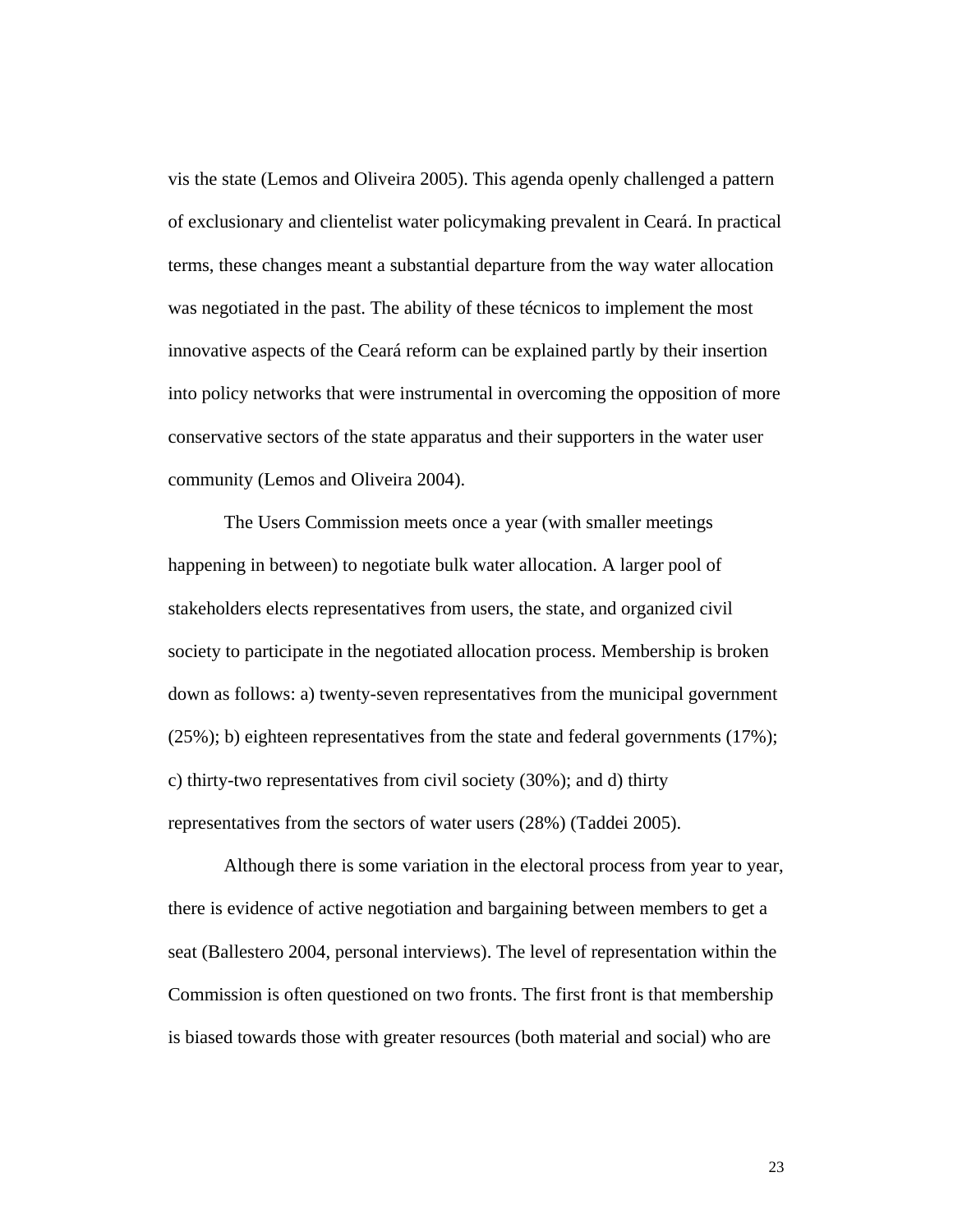vis the state (Lemos and Oliveira 2005). This agenda openly challenged a pattern of exclusionary and clientelist water policymaking prevalent in Ceará. In practical terms, these changes meant a substantial departure from the way water allocation was negotiated in the past. The ability of these técnicos to implement the most innovative aspects of the Ceará reform can be explained partly by their insertion into policy networks that were instrumental in overcoming the opposition of more conservative sectors of the state apparatus and their supporters in the water user community (Lemos and Oliveira 2004).

The Users Commission meets once a year (with smaller meetings happening in between) to negotiate bulk water allocation. A larger pool of stakeholders elects representatives from users, the state, and organized civil society to participate in the negotiated allocation process. Membership is broken down as follows: a) twenty-seven representatives from the municipal government (25%); b) eighteen representatives from the state and federal governments (17%); c) thirty-two representatives from civil society (30%); and d) thirty representatives from the sectors of water users (28%) (Taddei 2005).

Although there is some variation in the electoral process from year to year, there is evidence of active negotiation and bargaining between members to get a seat (Ballestero 2004, personal interviews). The level of representation within the Commission is often questioned on two fronts. The first front is that membership is biased towards those with greater resources (both material and social) who are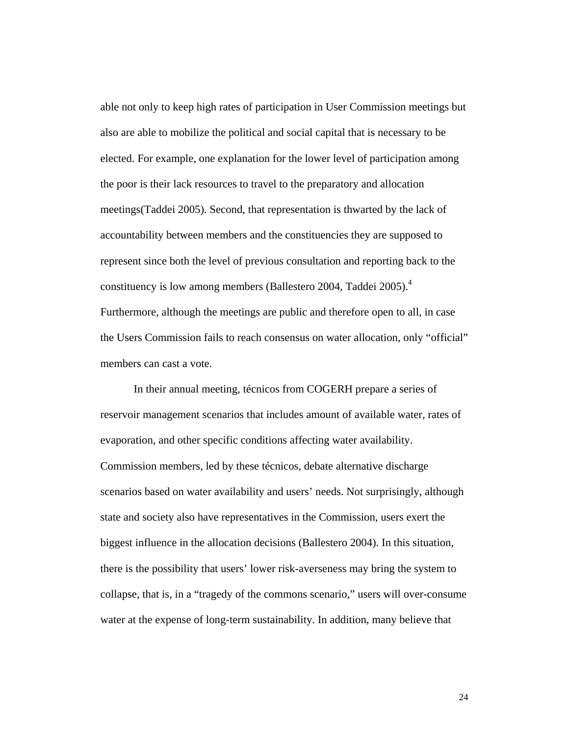able not only to keep high rates of participation in User Commission meetings but also are able to mobilize the political and social capital that is necessary to be elected. For example, one explanation for the lower level of participation among the poor is their lack resources to travel to the preparatory and allocation meetings(Taddei 2005). Second, that representation is thwarted by the lack of accountability between members and the constituencies they are supposed to represent since both the level of previous consultation and reporting back to the constituency is low among members (Ballestero 2004, Taddei 2005).[4] Furthermore, although the meetings are public and therefore open to all, in case the Users Commission fails to reach consensus on water allocation, only "official" members can cast a vote.

In their annual meeting, técnicos from COGERH prepare a series of reservoir management scenarios that includes amount of available water, rates of evaporation, and other specific conditions affecting water availability. Commission members, led by these técnicos, debate alternative discharge scenarios based on water availability and users' needs. Not surprisingly, although state and society also have representatives in the Commission, users exert the biggest influence in the allocation decisions (Ballestero 2004). In this situation, there is the possibility that users' lower risk-averseness may bring the system to collapse, that is, in a "tragedy of the commons scenario," users will over-consume water at the expense of long-term sustainability. In addition, many believe that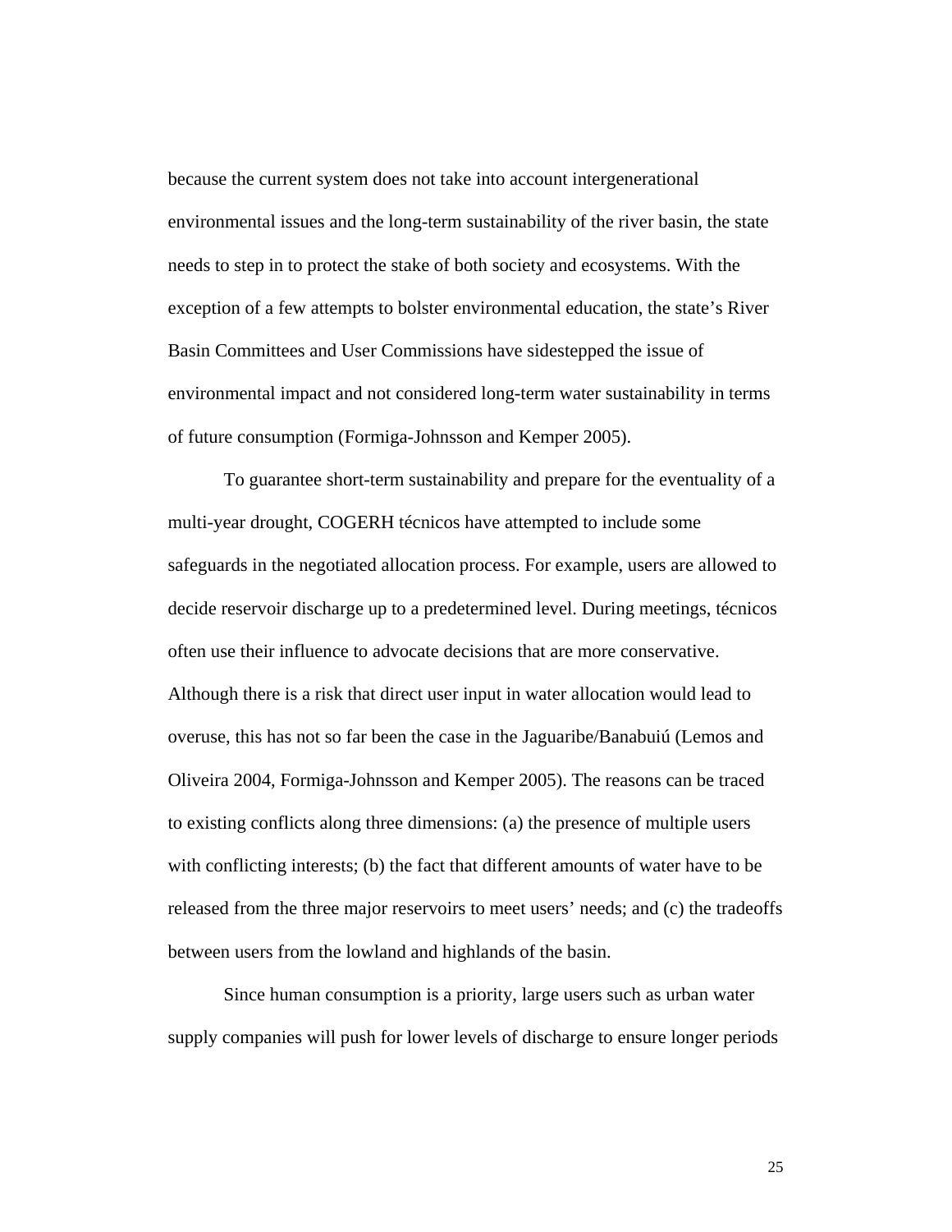because the current system does not take into account intergenerational environmental issues and the long-term sustainability of the river basin, the state needs to step in to protect the stake of both society and ecosystems. With the exception of a few attempts to bolster environmental education, the state's River Basin Committees and User Commissions have sidestepped the issue of environmental impact and not considered long-term water sustainability in terms of future consumption (Formiga-Johnsson and Kemper 2005).

To guarantee short-term sustainability and prepare for the eventuality of a multi-year drought, COGERH técnicos have attempted to include some safeguards in the negotiated allocation process. For example, users are allowed to decide reservoir discharge up to a predetermined level. During meetings, técnicos often use their influence to advocate decisions that are more conservative. Although there is a risk that direct user input in water allocation would lead to overuse, this has not so far been the case in the Jaguaribe/Banabuiú (Lemos and Oliveira 2004, Formiga-Johnsson and Kemper 2005). The reasons can be traced to existing conflicts along three dimensions: (a) the presence of multiple users with conflicting interests; (b) the fact that different amounts of water have to be released from the three major reservoirs to meet users' needs; and (c) the tradeoffs between users from the lowland and highlands of the basin.

Since human consumption is a priority, large users such as urban water supply companies will push for lower levels of discharge to ensure longer periods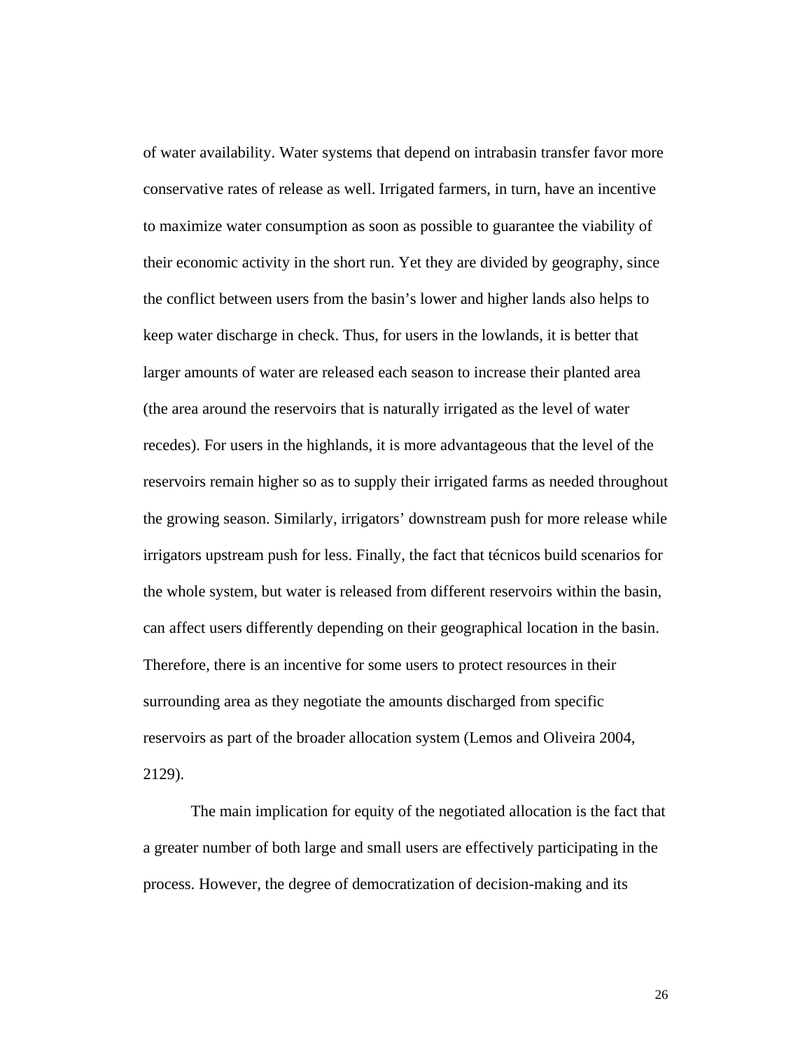of water availability. Water systems that depend on intrabasin transfer favor more conservative rates of release as well. Irrigated farmers, in turn, have an incentive to maximize water consumption as soon as possible to guarantee the viability of their economic activity in the short run. Yet they are divided by geography, since the conflict between users from the basin's lower and higher lands also helps to keep water discharge in check. Thus, for users in the lowlands, it is better that larger amounts of water are released each season to increase their planted area (the area around the reservoirs that is naturally irrigated as the level of water recedes). For users in the highlands, it is more advantageous that the level of the reservoirs remain higher so as to supply their irrigated farms as needed throughout the growing season. Similarly, irrigators' downstream push for more release while irrigators upstream push for less. Finally, the fact that técnicos build scenarios for the whole system, but water is released from different reservoirs within the basin, can affect users differently depending on their geographical location in the basin. Therefore, there is an incentive for some users to protect resources in their surrounding area as they negotiate the amounts discharged from specific reservoirs as part of the broader allocation system (Lemos and Oliveira 2004, 2129).

The main implication for equity of the negotiated allocation is the fact that a greater number of both large and small users are effectively participating in the process. However, the degree of democratization of decision-making and its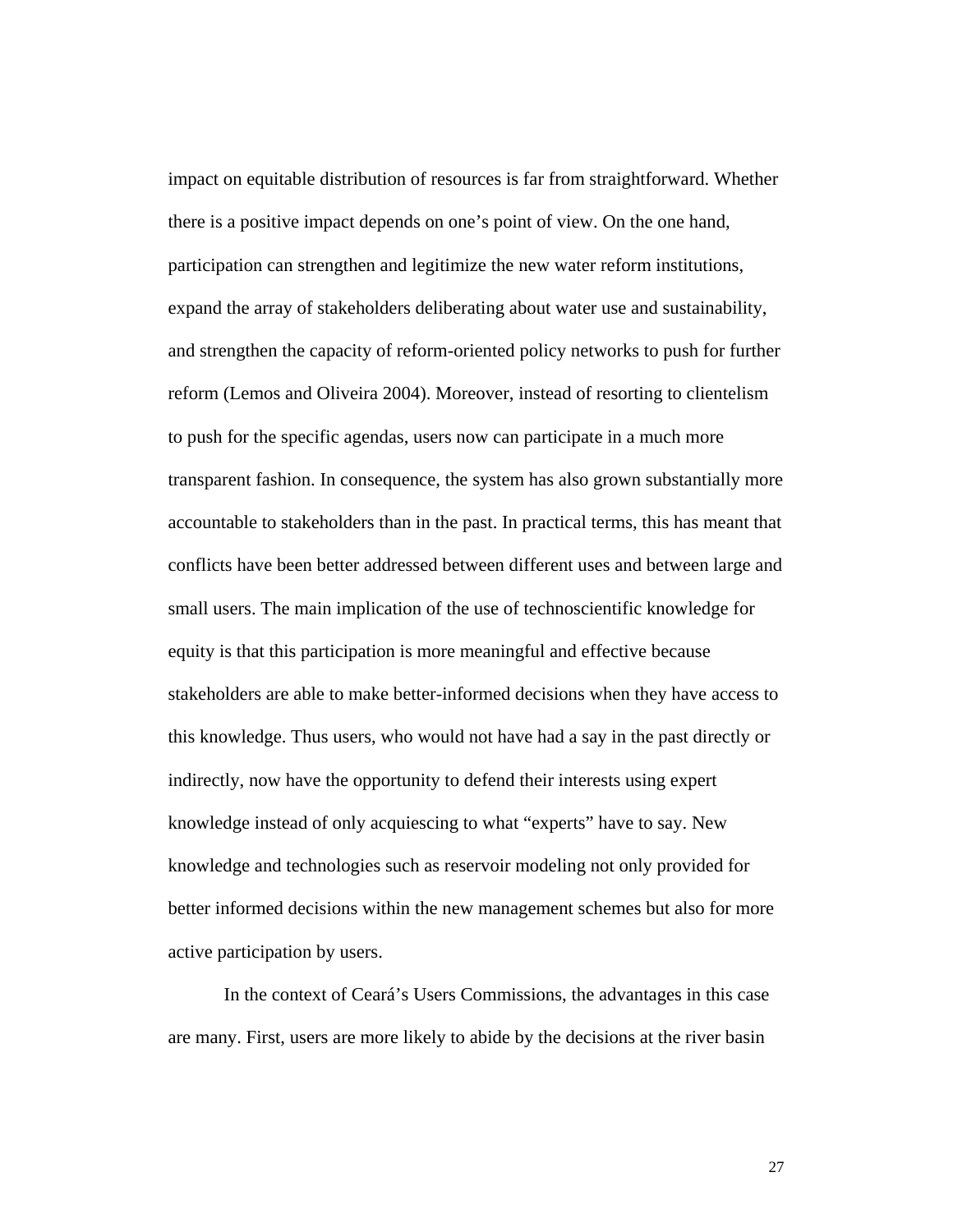impact on equitable distribution of resources is far from straightforward. Whether there is a positive impact depends on one's point of view. On the one hand, participation can strengthen and legitimize the new water reform institutions, expand the array of stakeholders deliberating about water use and sustainability, and strengthen the capacity of reform-oriented policy networks to push for further reform (Lemos and Oliveira 2004). Moreover, instead of resorting to clientelism to push for the specific agendas, users now can participate in a much more transparent fashion. In consequence, the system has also grown substantially more accountable to stakeholders than in the past. In practical terms, this has meant that conflicts have been better addressed between different uses and between large and small users. The main implication of the use of technoscientific knowledge for equity is that this participation is more meaningful and effective because stakeholders are able to make better-informed decisions when they have access to this knowledge. Thus users, who would not have had a say in the past directly or indirectly, now have the opportunity to defend their interests using expert knowledge instead of only acquiescing to what "experts" have to say. New knowledge and technologies such as reservoir modeling not only provided for better informed decisions within the new management schemes but also for more active participation by users.

In the context of Ceará's Users Commissions, the advantages in this case are many. First, users are more likely to abide by the decisions at the river basin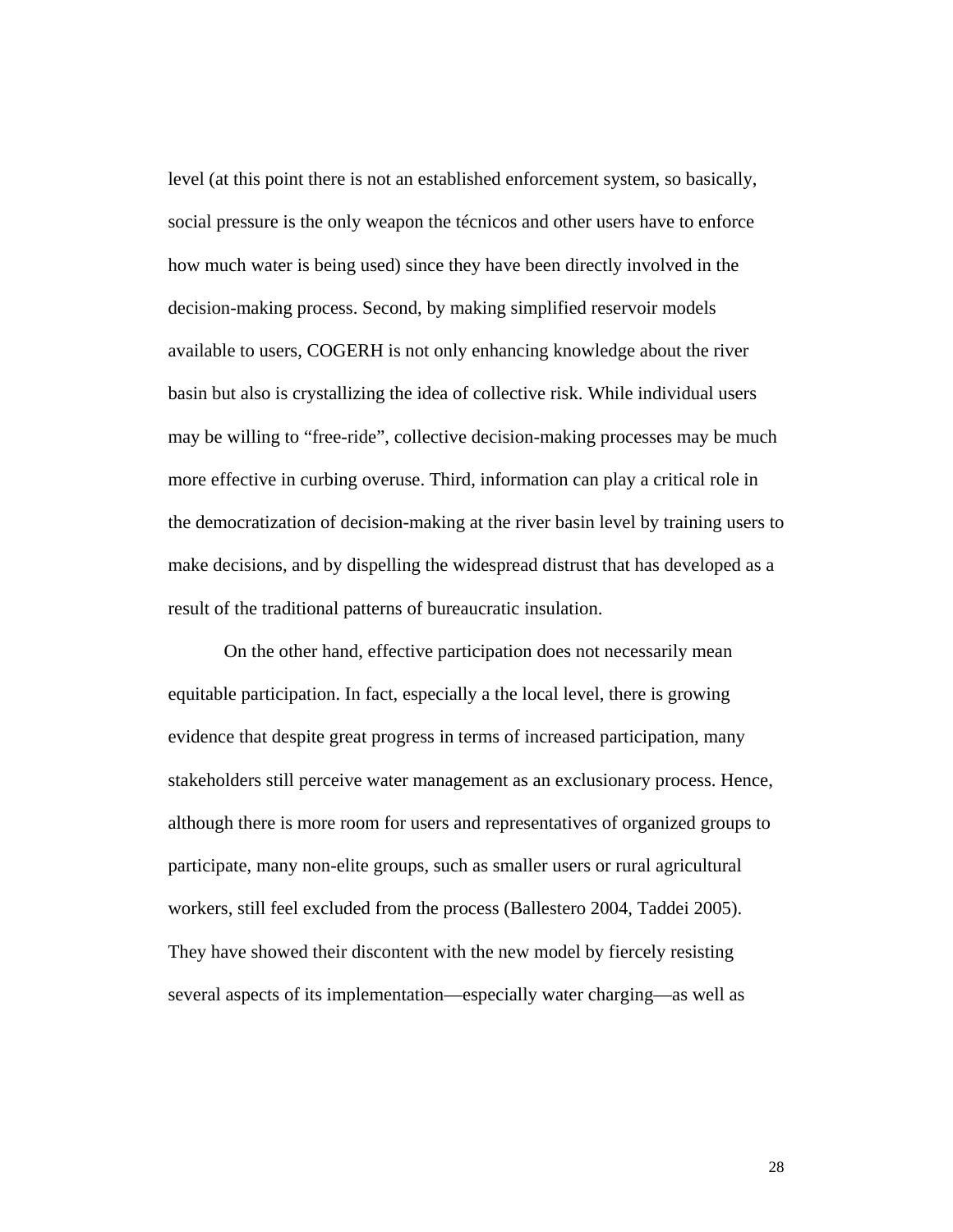level (at this point there is not an established enforcement system, so basically, social pressure is the only weapon the técnicos and other users have to enforce how much water is being used) since they have been directly involved in the decision-making process. Second, by making simplified reservoir models available to users, COGERH is not only enhancing knowledge about the river basin but also is crystallizing the idea of collective risk. While individual users may be willing to "free-ride", collective decision-making processes may be much more effective in curbing overuse. Third, information can play a critical role in the democratization of decision-making at the river basin level by training users to make decisions, and by dispelling the widespread distrust that has developed as a result of the traditional patterns of bureaucratic insulation.

On the other hand, effective participation does not necessarily mean equitable participation. In fact, especially a the local level, there is growing evidence that despite great progress in terms of increased participation, many stakeholders still perceive water management as an exclusionary process. Hence, although there is more room for users and representatives of organized groups to participate, many non-elite groups, such as smaller users or rural agricultural workers, still feel excluded from the process (Ballestero 2004, Taddei 2005). They have showed their discontent with the new model by fiercely resisting several aspects of its implementation—especially water charging—as well as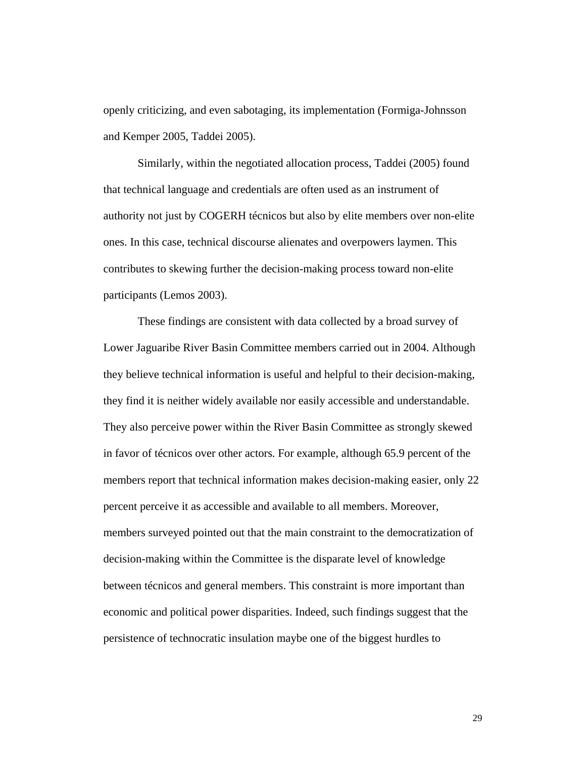openly criticizing, and even sabotaging, its implementation (Formiga-Johnsson and Kemper 2005, Taddei 2005).

Similarly, within the negotiated allocation process, Taddei (2005) found that technical language and credentials are often used as an instrument of authority not just by COGERH técnicos but also by elite members over non-elite ones. In this case, technical discourse alienates and overpowers laymen. This contributes to skewing further the decision-making process toward non-elite participants (Lemos 2003).

These findings are consistent with data collected by a broad survey of Lower Jaguaribe River Basin Committee members carried out in 2004. Although they believe technical information is useful and helpful to their decision-making, they find it is neither widely available nor easily accessible and understandable. They also perceive power within the River Basin Committee as strongly skewed in favor of técnicos over other actors. For example, although 65.9 percent of the members report that technical information makes decision-making easier, only 22 percent perceive it as accessible and available to all members. Moreover, members surveyed pointed out that the main constraint to the democratization of decision-making within the Committee is the disparate level of knowledge between técnicos and general members. This constraint is more important than economic and political power disparities. Indeed, such findings suggest that the persistence of technocratic insulation maybe one of the biggest hurdles to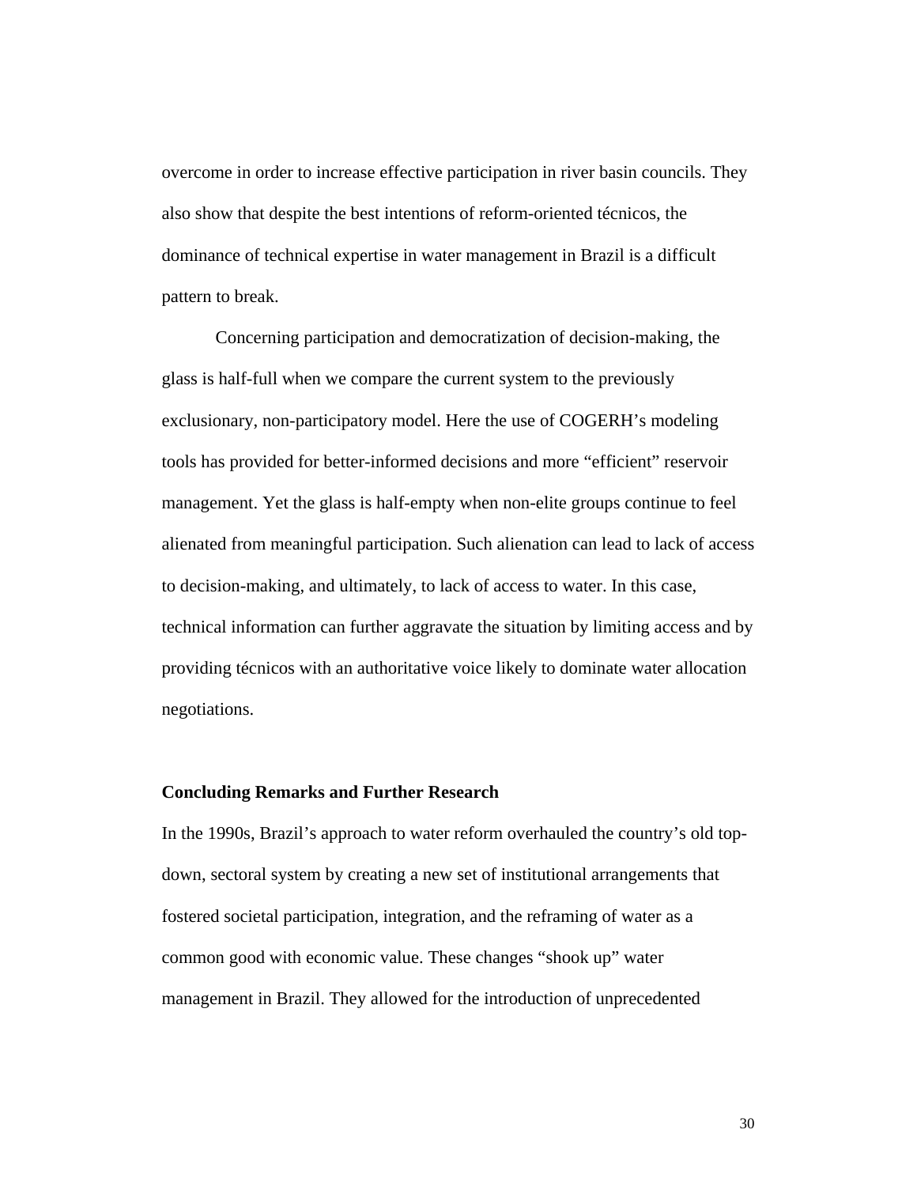overcome in order to increase effective participation in river basin councils. They also show that despite the best intentions of reform-oriented técnicos, the dominance of technical expertise in water management in Brazil is a difficult pattern to break.

Concerning participation and democratization of decision-making, the glass is half-full when we compare the current system to the previously exclusionary, non-participatory model. Here the use of COGERH's modeling tools has provided for better-informed decisions and more "efficient" reservoir management. Yet the glass is half-empty when non-elite groups continue to feel alienated from meaningful participation. Such alienation can lead to lack of access to decision-making, and ultimately, to lack of access to water. In this case, technical information can further aggravate the situation by limiting access and by providing técnicos with an authoritative voice likely to dominate water allocation negotiations.

## Concluding Remarks and Further Research

In the 1990s, Brazil's approach to water reform overhauled the country's old top-down, sectoral system by creating a new set of institutional arrangements that fostered societal participation, integration, and the reframing of water as a common good with economic value. These changes "shook up" water management in Brazil. They allowed for the introduction of unprecedented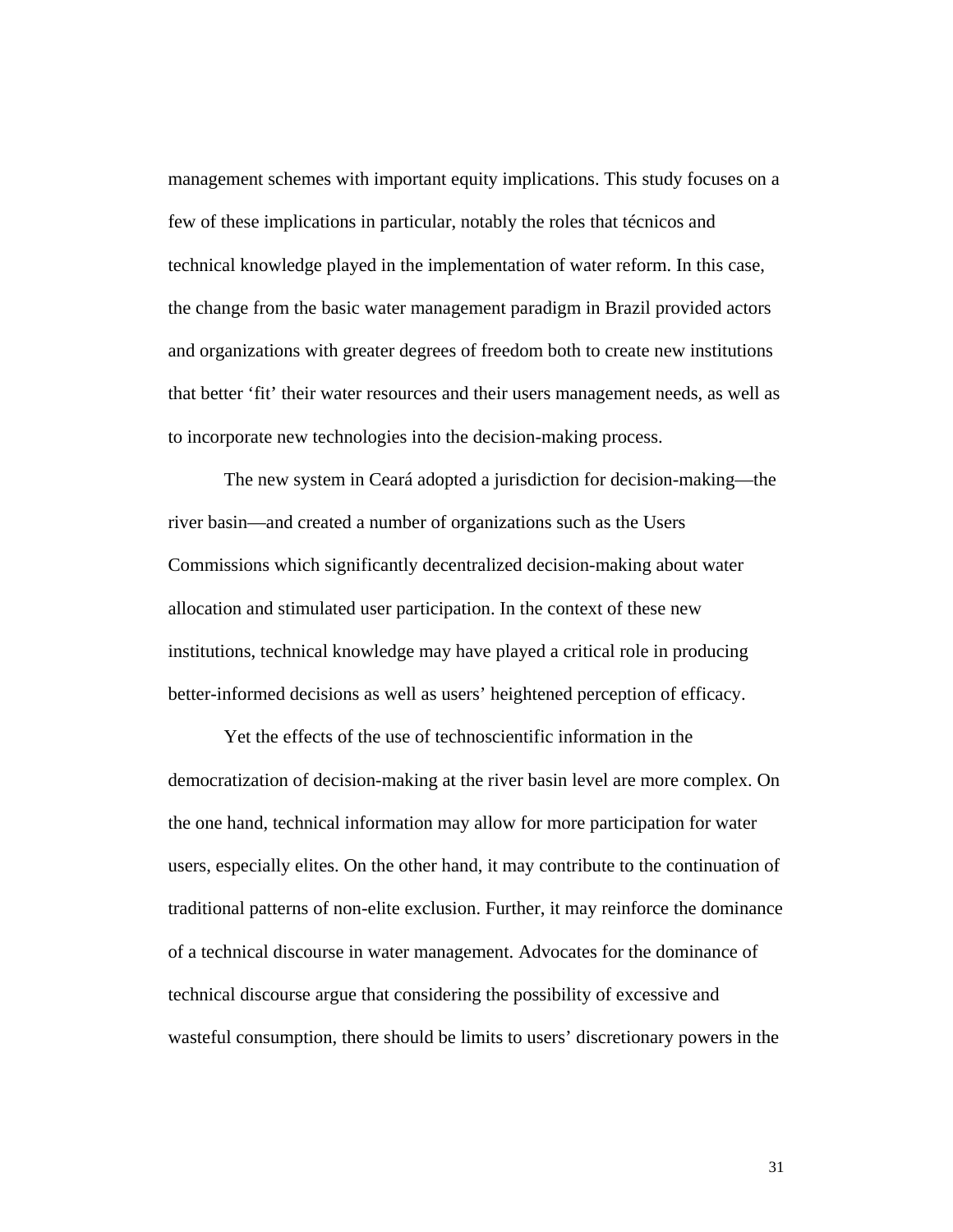management schemes with important equity implications. This study focuses on a few of these implications in particular, notably the roles that técnicos and technical knowledge played in the implementation of water reform. In this case, the change from the basic water management paradigm in Brazil provided actors and organizations with greater degrees of freedom both to create new institutions that better 'fit' their water resources and their users management needs, as well as to incorporate new technologies into the decision-making process.

The new system in Ceará adopted a jurisdiction for decision-making—the river basin—and created a number of organizations such as the Users Commissions which significantly decentralized decision-making about water allocation and stimulated user participation. In the context of these new institutions, technical knowledge may have played a critical role in producing better-informed decisions as well as users' heightened perception of efficacy.

Yet the effects of the use of technoscientific information in the democratization of decision-making at the river basin level are more complex. On the one hand, technical information may allow for more participation for water users, especially elites. On the other hand, it may contribute to the continuation of traditional patterns of non-elite exclusion. Further, it may reinforce the dominance of a technical discourse in water management. Advocates for the dominance of technical discourse argue that considering the possibility of excessive and wasteful consumption, there should be limits to users' discretionary powers in the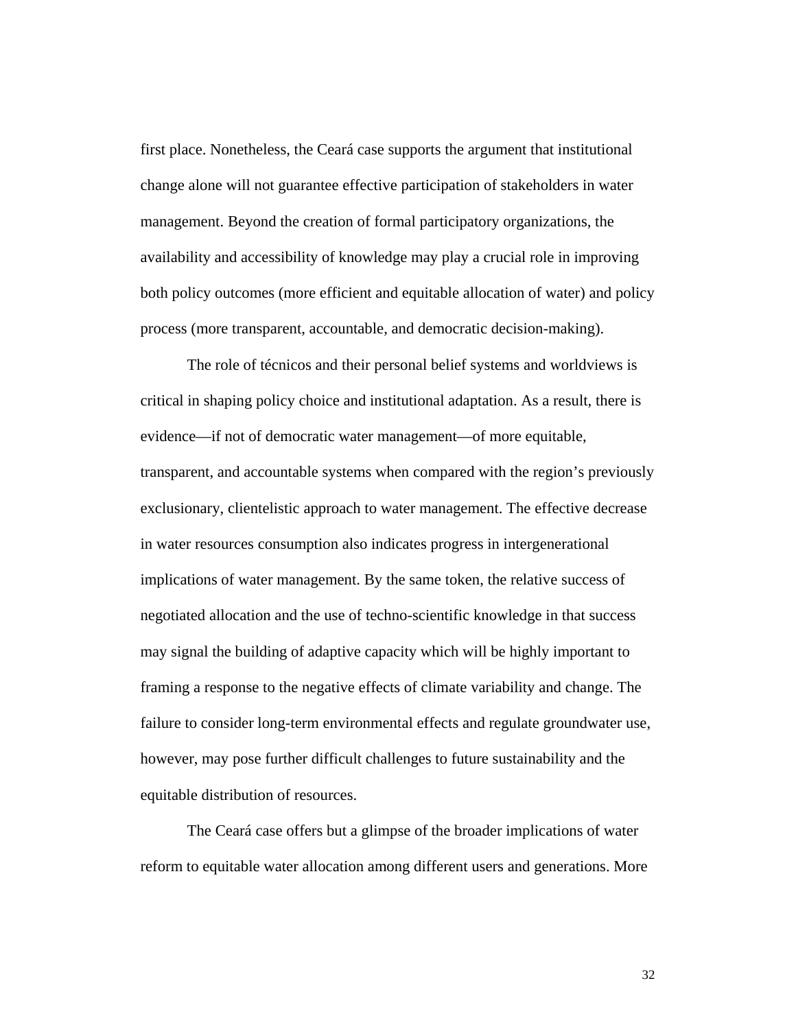first place. Nonetheless, the Ceará case supports the argument that institutional change alone will not guarantee effective participation of stakeholders in water management. Beyond the creation of formal participatory organizations, the availability and accessibility of knowledge may play a crucial role in improving both policy outcomes (more efficient and equitable allocation of water) and policy process (more transparent, accountable, and democratic decision-making).

The role of técnicos and their personal belief systems and worldviews is critical in shaping policy choice and institutional adaptation. As a result, there is evidence—if not of democratic water management—of more equitable, transparent, and accountable systems when compared with the region's previously exclusionary, clientelistic approach to water management. The effective decrease in water resources consumption also indicates progress in intergenerational implications of water management. By the same token, the relative success of negotiated allocation and the use of techno-scientific knowledge in that success may signal the building of adaptive capacity which will be highly important to framing a response to the negative effects of climate variability and change. The failure to consider long-term environmental effects and regulate groundwater use, however, may pose further difficult challenges to future sustainability and the equitable distribution of resources.

The Ceará case offers but a glimpse of the broader implications of water reform to equitable water allocation among different users and generations. More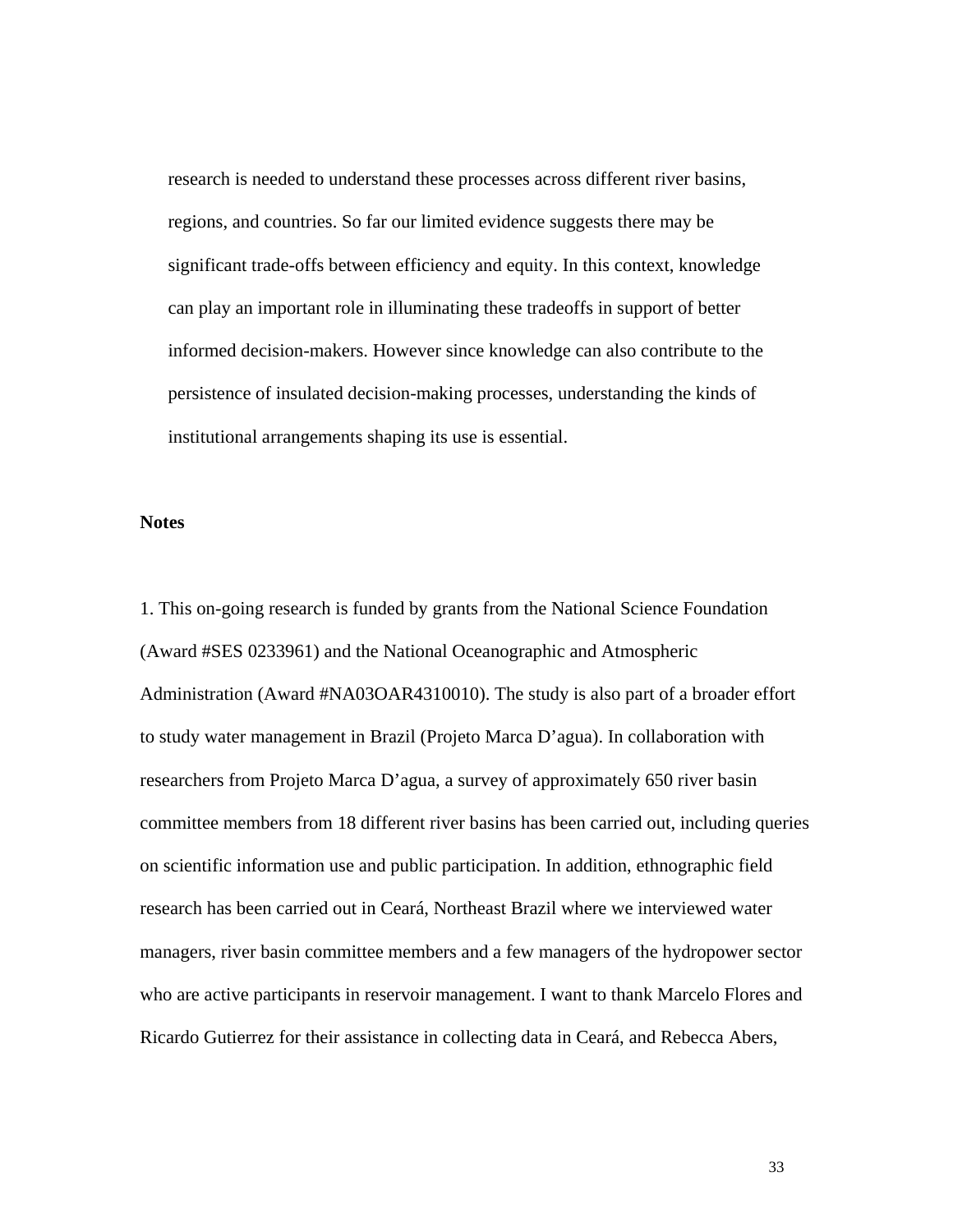research is needed to understand these processes across different river basins, regions, and countries. So far our limited evidence suggests there may be significant trade-offs between efficiency and equity. In this context, knowledge can play an important role in illuminating these tradeoffs in support of better informed decision-makers. However since knowledge can also contribute to the persistence of insulated decision-making processes, understanding the kinds of institutional arrangements shaping its use is essential.

**Notes**

1. This on-going research is funded by grants from the National Science Foundation (Award #SES 0233961) and the National Oceanographic and Atmospheric Administration (Award #NA03OAR4310010). The study is also part of a broader effort to study water management in Brazil (Projeto Marca D'agua). In collaboration with researchers from Projeto Marca D'agua, a survey of approximately 650 river basin committee members from 18 different river basins has been carried out, including queries on scientific information use and public participation. In addition, ethnographic field research has been carried out in Ceará, Northeast Brazil where we interviewed water managers, river basin committee members and a few managers of the hydropower sector who are active participants in reservoir management. I want to thank Marcelo Flores and Ricardo Gutierrez for their assistance in collecting data in Ceará, and Rebecca Abers,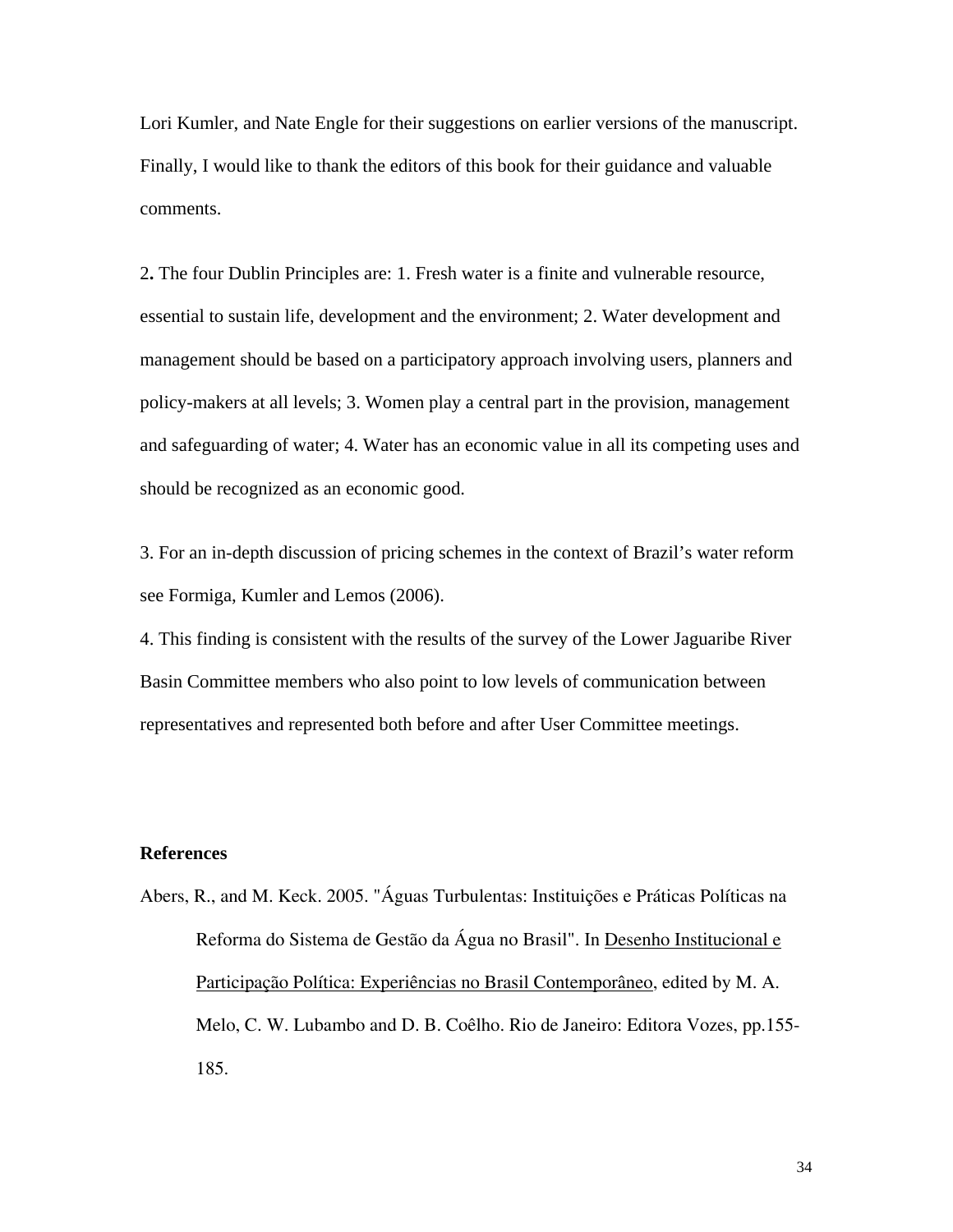Lori Kumler, and Nate Engle for their suggestions on earlier versions of the manuscript. Finally, I would like to thank the editors of this book for their guidance and valuable comments.

2**.** The four Dublin Principles are: 1. Fresh water is a finite and vulnerable resource, essential to sustain life, development and the environment; 2. Water development and management should be based on a participatory approach involving users, planners and policy-makers at all levels; 3. Women play a central part in the provision, management and safeguarding of water; 4. Water has an economic value in all its competing uses and should be recognized as an economic good.

3. For an in-depth discussion of pricing schemes in the context of Brazil's water reform see Formiga, Kumler and Lemos (2006).

4. This finding is consistent with the results of the survey of the Lower Jaguaribe River Basin Committee members who also point to low levels of communication between representatives and represented both before and after User Committee meetings.

**References**

Abers, R., and M. Keck. 2005. "Águas Turbulentas: Instituições e Práticas Políticas na Reforma do Sistema de Gestão da Água no Brasil". In Desenho Institucional e Participação Política: Experiências no Brasil Contemporâneo, edited by M. A. Melo, C. W. Lubambo and D. B. Coêlho. Rio de Janeiro: Editora Vozes, pp.155-185.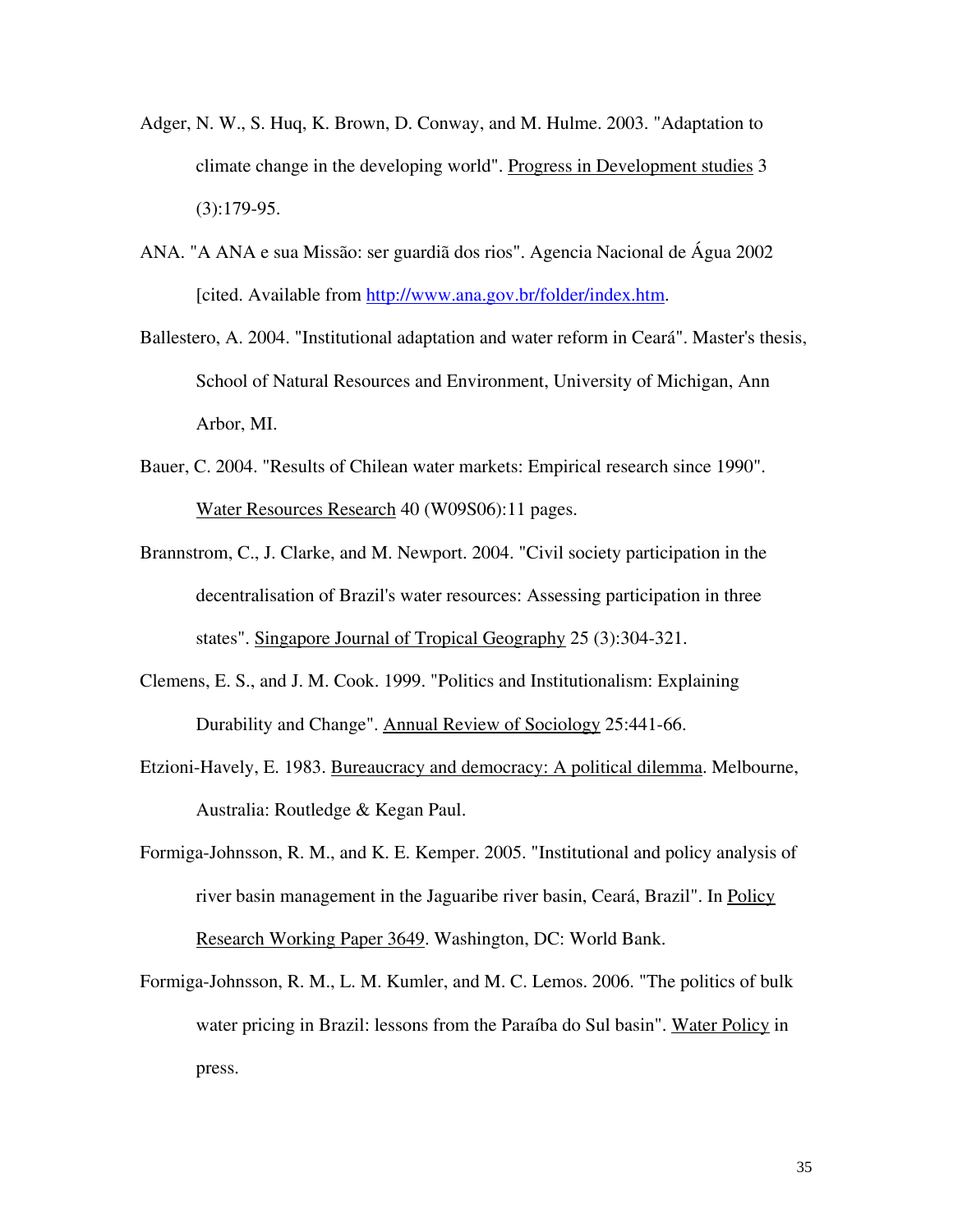Adger, N. W., S. Huq, K. Brown, D. Conway, and M. Hulme. 2003. "Adaptation to climate change in the developing world". Progress in Development studies 3 (3):179-95.

ANA. "A ANA e sua Missão: ser guardiã dos rios". Agencia Nacional de Água 2002 [cited. Available from http://www.ana.gov.br/folder/index.htm.

Ballestero, A. 2004. "Institutional adaptation and water reform in Ceará". Master's thesis, School of Natural Resources and Environment, University of Michigan, Ann Arbor, MI.

Bauer, C. 2004. "Results of Chilean water markets: Empirical research since 1990". Water Resources Research 40 (W09S06):11 pages.

Brannstrom, C., J. Clarke, and M. Newport. 2004. "Civil society participation in the decentralisation of Brazil's water resources: Assessing participation in three states". Singapore Journal of Tropical Geography 25 (3):304-321.

Clemens, E. S., and J. M. Cook. 1999. "Politics and Institutionalism: Explaining Durability and Change". Annual Review of Sociology 25:441-66.

Etzioni-Havely, E. 1983. Bureaucracy and democracy: A political dilemma. Melbourne, Australia: Routledge & Kegan Paul.

Formiga-Johnsson, R. M., and K. E. Kemper. 2005. "Institutional and policy analysis of river basin management in the Jaguaribe river basin, Ceará, Brazil". In Policy Research Working Paper 3649. Washington, DC: World Bank.

Formiga-Johnsson, R. M., L. M. Kumler, and M. C. Lemos. 2006. "The politics of bulk water pricing in Brazil: lessons from the Paraíba do Sul basin". Water Policy in press.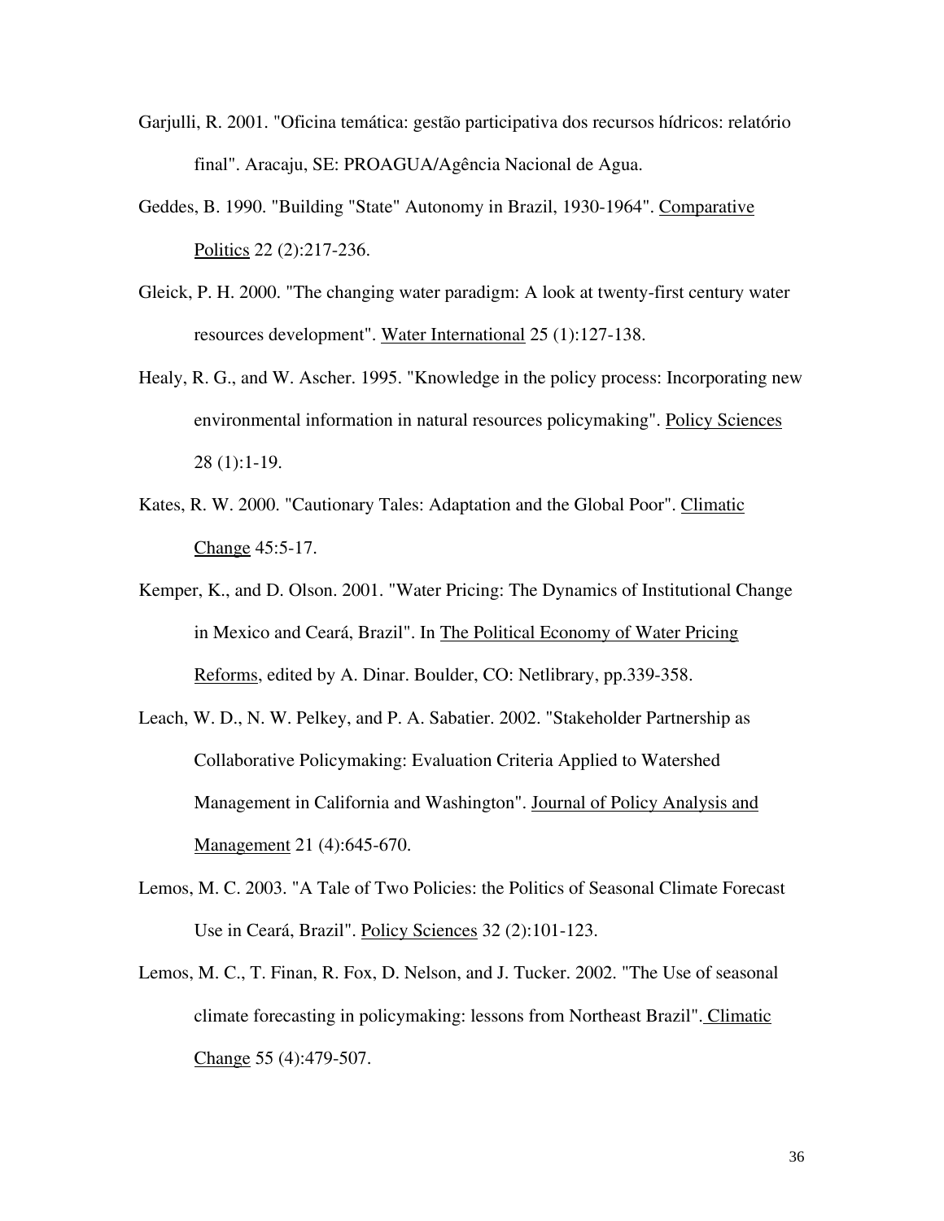Garjulli, R. 2001. "Oficina temática: gestão participativa dos recursos hídricos: relatório final". Aracaju, SE: PROAGUA/Agência Nacional de Agua.

Geddes, B. 1990. "Building "State" Autonomy in Brazil, 1930-1964". Comparative Politics 22 (2):217-236.

Gleick, P. H. 2000. "The changing water paradigm: A look at twenty-first century water resources development". Water International 25 (1):127-138.

Healy, R. G., and W. Ascher. 1995. "Knowledge in the policy process: Incorporating new environmental information in natural resources policymaking". Policy Sciences 28 (1):1-19.

Kates, R. W. 2000. "Cautionary Tales: Adaptation and the Global Poor". Climatic Change 45:5-17.

Kemper, K., and D. Olson. 2001. "Water Pricing: The Dynamics of Institutional Change in Mexico and Ceará, Brazil". In The Political Economy of Water Pricing Reforms, edited by A. Dinar. Boulder, CO: Netlibrary, pp.339-358.

Leach, W. D., N. W. Pelkey, and P. A. Sabatier. 2002. "Stakeholder Partnership as Collaborative Policymaking: Evaluation Criteria Applied to Watershed Management in California and Washington". Journal of Policy Analysis and Management 21 (4):645-670.

Lemos, M. C. 2003. "A Tale of Two Policies: the Politics of Seasonal Climate Forecast Use in Ceará, Brazil". Policy Sciences 32 (2):101-123.

Lemos, M. C., T. Finan, R. Fox, D. Nelson, and J. Tucker. 2002. "The Use of seasonal climate forecasting in policymaking: lessons from Northeast Brazil". Climatic Change 55 (4):479-507.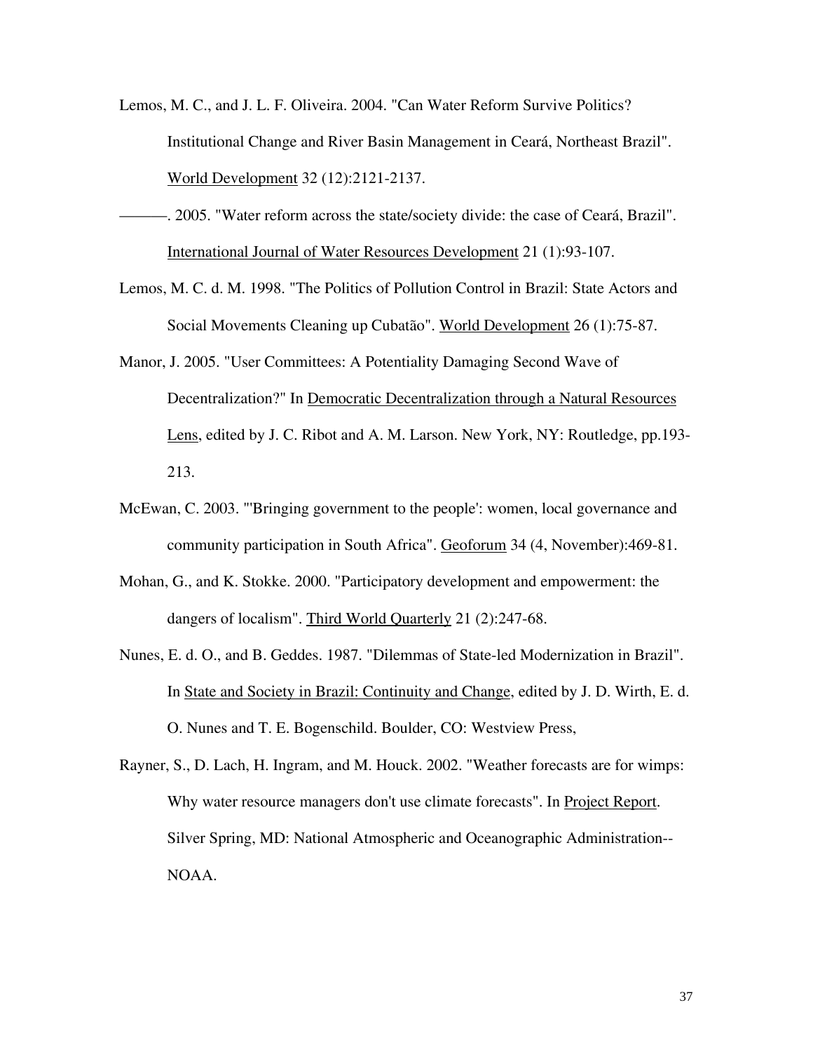Lemos, M. C., and J. L. F. Oliveira. 2004. "Can Water Reform Survive Politics? Institutional Change and River Basin Management in Ceará, Northeast Brazil". World Development 32 (12):2121-2137.

———. 2005. "Water reform across the state/society divide: the case of Ceará, Brazil". International Journal of Water Resources Development 21 (1):93-107.

Lemos, M. C. d. M. 1998. "The Politics of Pollution Control in Brazil: State Actors and Social Movements Cleaning up Cubatão". World Development 26 (1):75-87.

Manor, J. 2005. "User Committees: A Potentiality Damaging Second Wave of Decentralization?" In Democratic Decentralization through a Natural Resources Lens, edited by J. C. Ribot and A. M. Larson. New York, NY: Routledge, pp.193-213.

McEwan, C. 2003. "'Bringing government to the people': women, local governance and community participation in South Africa". Geoforum 34 (4, November):469-81.

Mohan, G., and K. Stokke. 2000. "Participatory development and empowerment: the dangers of localism". Third World Quarterly 21 (2):247-68.

Nunes, E. d. O., and B. Geddes. 1987. "Dilemmas of State-led Modernization in Brazil". In State and Society in Brazil: Continuity and Change, edited by J. D. Wirth, E. d. O. Nunes and T. E. Bogenschild. Boulder, CO: Westview Press,

Rayner, S., D. Lach, H. Ingram, and M. Houck. 2002. "Weather forecasts are for wimps: Why water resource managers don't use climate forecasts". In Project Report. Silver Spring, MD: National Atmospheric and Oceanographic Administration--NOAA.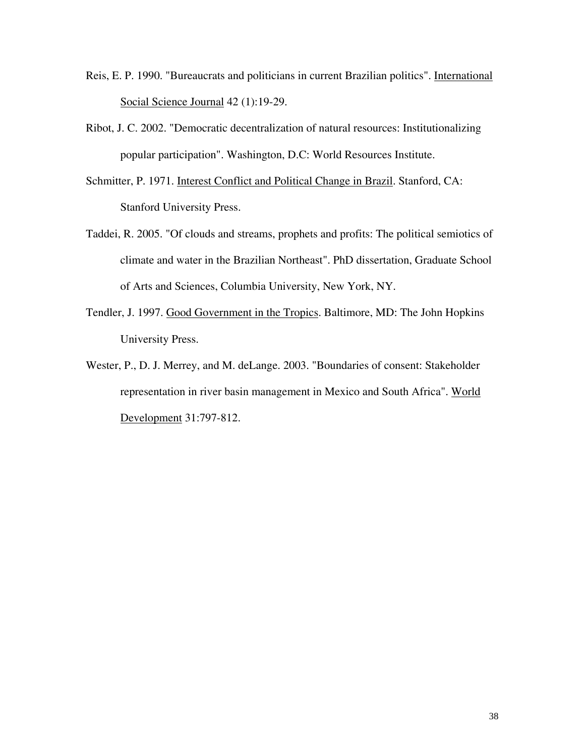Reis, E. P. 1990. "Bureaucrats and politicians in current Brazilian politics". International Social Science Journal 42 (1):19-29.

Ribot, J. C. 2002. "Democratic decentralization of natural resources: Institutionalizing popular participation". Washington, D.C: World Resources Institute.

Schmitter, P. 1971. Interest Conflict and Political Change in Brazil. Stanford, CA: Stanford University Press.

Taddei, R. 2005. "Of clouds and streams, prophets and profits: The political semiotics of climate and water in the Brazilian Northeast". PhD dissertation, Graduate School of Arts and Sciences, Columbia University, New York, NY.

Tendler, J. 1997. Good Government in the Tropics. Baltimore, MD: The John Hopkins University Press.

Wester, P., D. J. Merrey, and M. deLange. 2003. "Boundaries of consent: Stakeholder representation in river basin management in Mexico and South Africa". World Development 31:797-812.